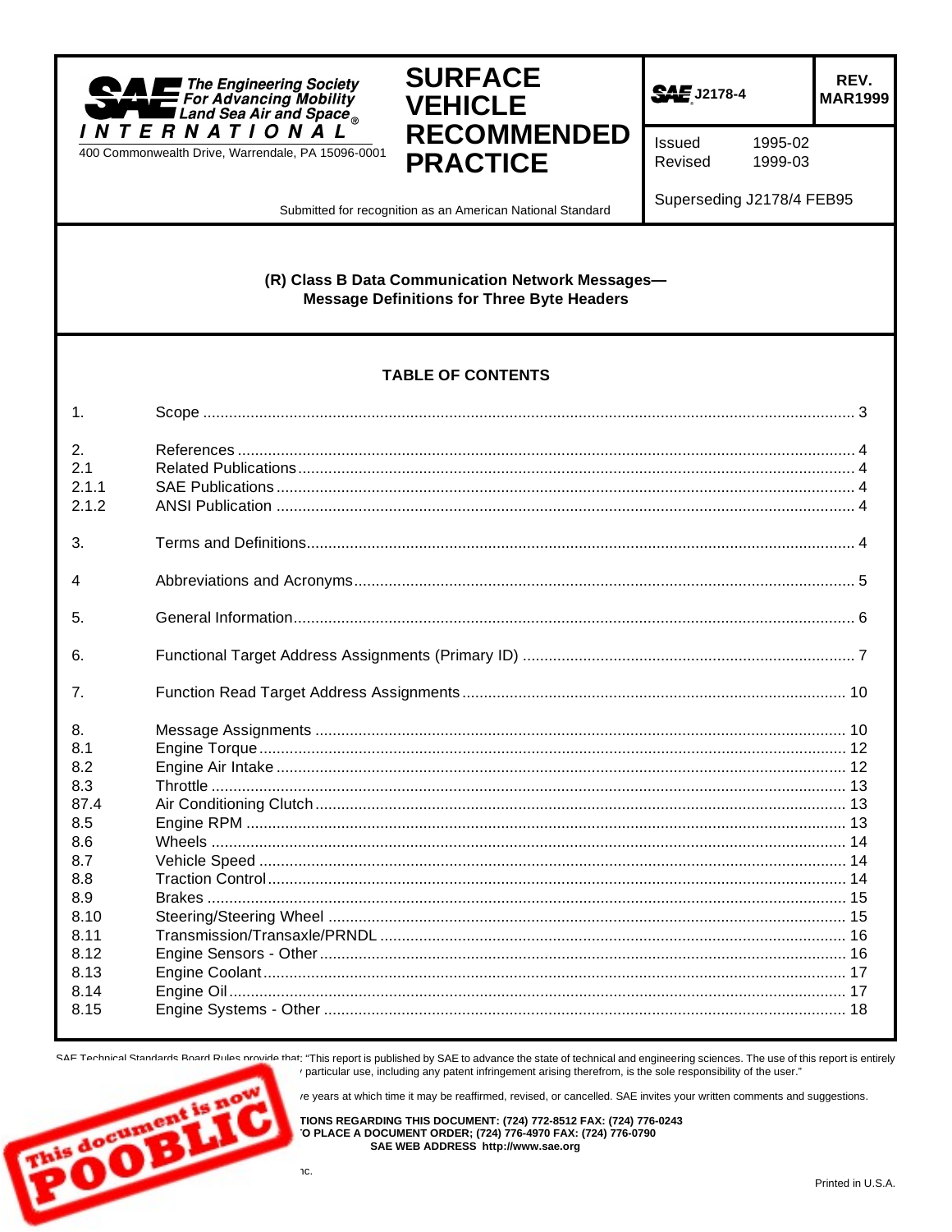**SAE** The Engineering Society For Advancing Mobility Land Sea Air and Space®
INTERNATIONAL®
400 Commonwealth Drive, Warrendale, PA 15096-0001

# SURFACE VEHICLE RECOMMENDED PRACTICE

**SAE J2178-4** | **REV. MAR1999**

Issued 1995-02
Revised 1999-03

Superseding J2178/4 FEB95

Submitted for recognition as an American National Standard

## (R) Class B Data Communication Network Messages— Message Definitions for Three Byte Headers

### TABLE OF CONTENTS

| | | |
|---|---|---|
| 1. | Scope | 3 |
| 2. | References | 4 |
| 2.1 | Related Publications | 4 |
| 2.1.1 | SAE Publications | 4 |
| 2.1.2 | ANSI Publication | 4 |
| 3. | Terms and Definitions | 4 |
| 4 | Abbreviations and Acronyms | 5 |
| 5. | General Information | 6 |
| 6. | Functional Target Address Assignments (Primary ID) | 7 |
| 7. | Function Read Target Address Assignments | 10 |
| 8. | Message Assignments | 10 |
| 8.1 | Engine Torque | 12 |
| 8.2 | Engine Air Intake | 12 |
| 8.3 | Throttle | 13 |
| 87.4 | Air Conditioning Clutch | 13 |
| 8.5 | Engine RPM | 13 |
| 8.6 | Wheels | 14 |
| 8.7 | Vehicle Speed | 14 |
| 8.8 | Traction Control | 14 |
| 8.9 | Brakes | 15 |
| 8.10 | Steering/Steering Wheel | 15 |
| 8.11 | Transmission/Transaxle/PRNDL | 16 |
| 8.12 | Engine Sensors - Other | 16 |
| 8.13 | Engine Coolant | 17 |
| 8.14 | Engine Oil | 17 |
| 8.15 | Engine Systems - Other | 18 |

SAE Technical Standards Board Rules provide that: "This report is published by SAE to advance the state of technical and engineering sciences. The use of this report is entirely ... particular use, including any patent infringement arising therefrom, is the sole responsibility of the user."

... ve years at which time it may be reaffirmed, revised, or cancelled. SAE invites your written comments and suggestions.

...TIONS REGARDING THIS DOCUMENT: (724) 772-8512 FAX: (724) 776-0243
...O PLACE A DOCUMENT ORDER; (724) 776-4970 FAX: (724) 776-0790
SAE WEB ADDRESS http://www.sae.org

...nc.

Printed in U.S.A.

This document is now POOBLIC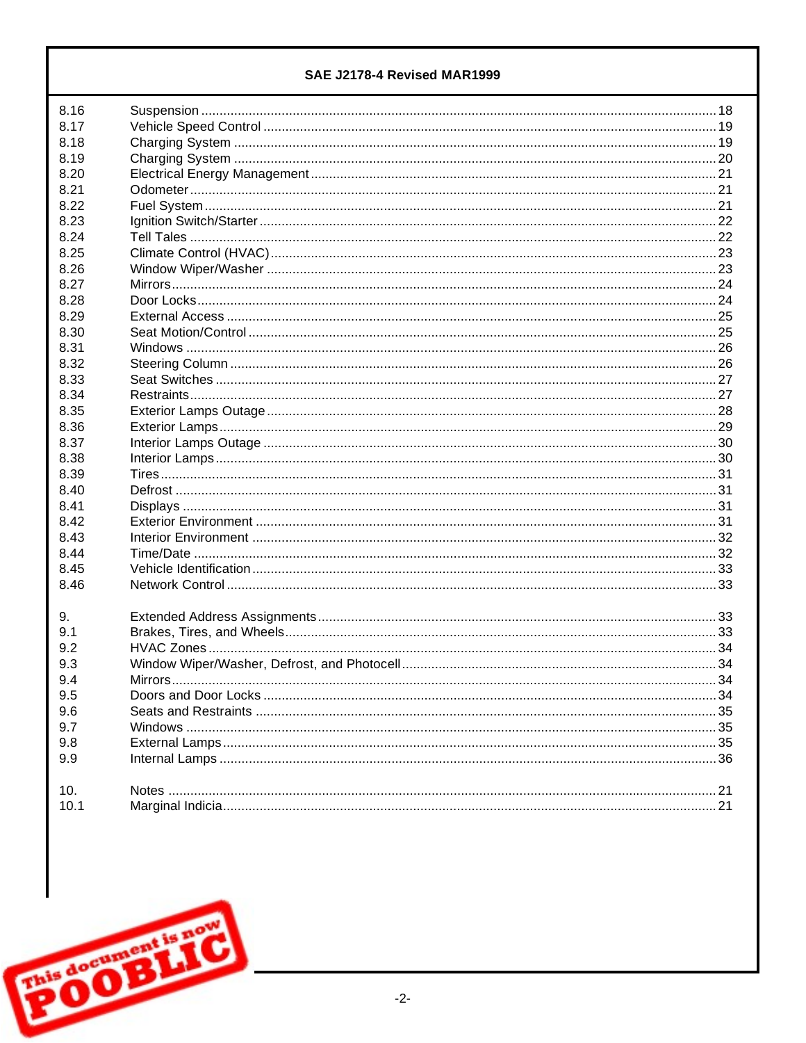| | | |
|---|---|---|
| 8.16 | Suspension | 18 |
| 8.17 | Vehicle Speed Control | 19 |
| 8.18 | Charging System | 19 |
| 8.19 | Charging System | 20 |
| 8.20 | Electrical Energy Management | 21 |
| 8.21 | Odometer | 21 |
| 8.22 | Fuel System | 21 |
| 8.23 | Ignition Switch/Starter | 22 |
| 8.24 | Tell Tales | 22 |
| 8.25 | Climate Control (HVAC) | 23 |
| 8.26 | Window Wiper/Washer | 23 |
| 8.27 | Mirrors | 24 |
| 8.28 | Door Locks | 24 |
| 8.29 | External Access | 25 |
| 8.30 | Seat Motion/Control | 25 |
| 8.31 | Windows | 26 |
| 8.32 | Steering Column | 26 |
| 8.33 | Seat Switches | 27 |
| 8.34 | Restraints | 27 |
| 8.35 | Exterior Lamps Outage | 28 |
| 8.36 | Exterior Lamps | 29 |
| 8.37 | Interior Lamps Outage | 30 |
| 8.38 | Interior Lamps | 30 |
| 8.39 | Tires | 31 |
| 8.40 | Defrost | 31 |
| 8.41 | Displays | 31 |
| 8.42 | Exterior Environment | 31 |
| 8.43 | Interior Environment | 32 |
| 8.44 | Time/Date | 32 |
| 8.45 | Vehicle Identification | 33 |
| 8.46 | Network Control | 33 |
| | | |
| 9. | Extended Address Assignments | 33 |
| 9.1 | Brakes, Tires, and Wheels | 33 |
| 9.2 | HVAC Zones | 34 |
| 9.3 | Window Wiper/Washer, Defrost, and Photocell | 34 |
| 9.4 | Mirrors | 34 |
| 9.5 | Doors and Door Locks | 34 |
| 9.6 | Seats and Restraints | 35 |
| 9.7 | Windows | 35 |
| 9.8 | External Lamps | 35 |
| 9.9 | Internal Lamps | 36 |
| | | |
| 10. | Notes | 21 |
| 10.1 | Marginal Indicia | 21 |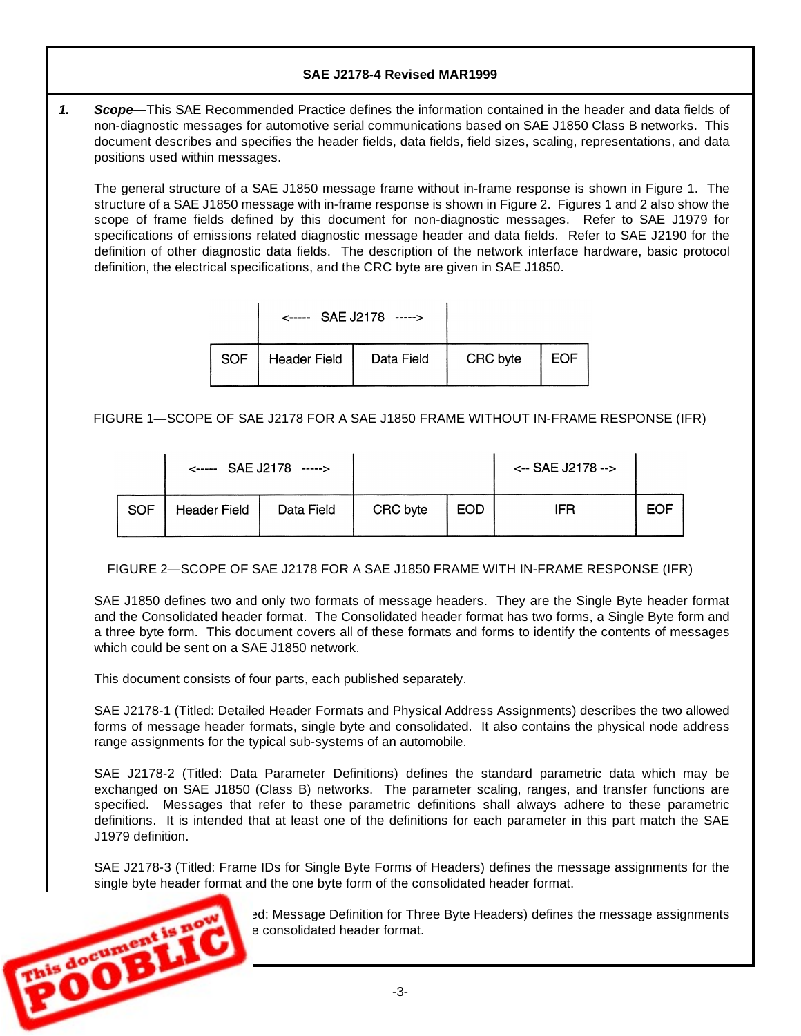**1.** ***Scope—***This SAE Recommended Practice defines the information contained in the header and data fields of non-diagnostic messages for automotive serial communications based on SAE J1850 Class B networks. This document describes and specifies the header fields, data fields, field sizes, scaling, representations, and data positions used within messages.

The general structure of a SAE J1850 message frame without in-frame response is shown in Figure 1. The structure of a SAE J1850 message with in-frame response is shown in Figure 2. Figures 1 and 2 also show the scope of frame fields defined by this document for non-diagnostic messages. Refer to SAE J1979 for specifications of emissions related diagnostic message header and data fields. Refer to SAE J2190 for the definition of other diagnostic data fields. The description of the network interface hardware, basic protocol definition, the electrical specifications, and the CRC byte are given in SAE J1850.

| | <----- SAE J2178 -----> | | | |
|---|---|---|---|---|
| SOF | Header Field | Data Field | CRC byte | EOF |

FIGURE 1—SCOPE OF SAE J2178 FOR A SAE J1850 FRAME WITHOUT IN-FRAME RESPONSE (IFR)

| | <----- SAE J2178 -----> | | | | <-- SAE J2178 --> | |
|---|---|---|---|---|---|---|
| SOF | Header Field | Data Field | CRC byte | EOD | IFR | EOF |

FIGURE 2—SCOPE OF SAE J2178 FOR A SAE J1850 FRAME WITH IN-FRAME RESPONSE (IFR)

SAE J1850 defines two and only two formats of message headers. They are the Single Byte header format and the Consolidated header format. The Consolidated header format has two forms, a Single Byte form and a three byte form. This document covers all of these formats and forms to identify the contents of messages which could be sent on a SAE J1850 network.

This document consists of four parts, each published separately.

SAE J2178-1 (Titled: Detailed Header Formats and Physical Address Assignments) describes the two allowed forms of message header formats, single byte and consolidated. It also contains the physical node address range assignments for the typical sub-systems of an automobile.

SAE J2178-2 (Titled: Data Parameter Definitions) defines the standard parametric data which may be exchanged on SAE J1850 (Class B) networks. The parameter scaling, ranges, and transfer functions are specified. Messages that refer to these parametric definitions shall always adhere to these parametric definitions. It is intended that at least one of the definitions for each parameter in this part match the SAE J1979 definition.

SAE J2178-3 (Titled: Frame IDs for Single Byte Forms of Headers) defines the message assignments for the single byte header format and the one byte form of the consolidated header format.

...ed: Message Definition for Three Byte Headers) defines the message assignments ...e consolidated header format.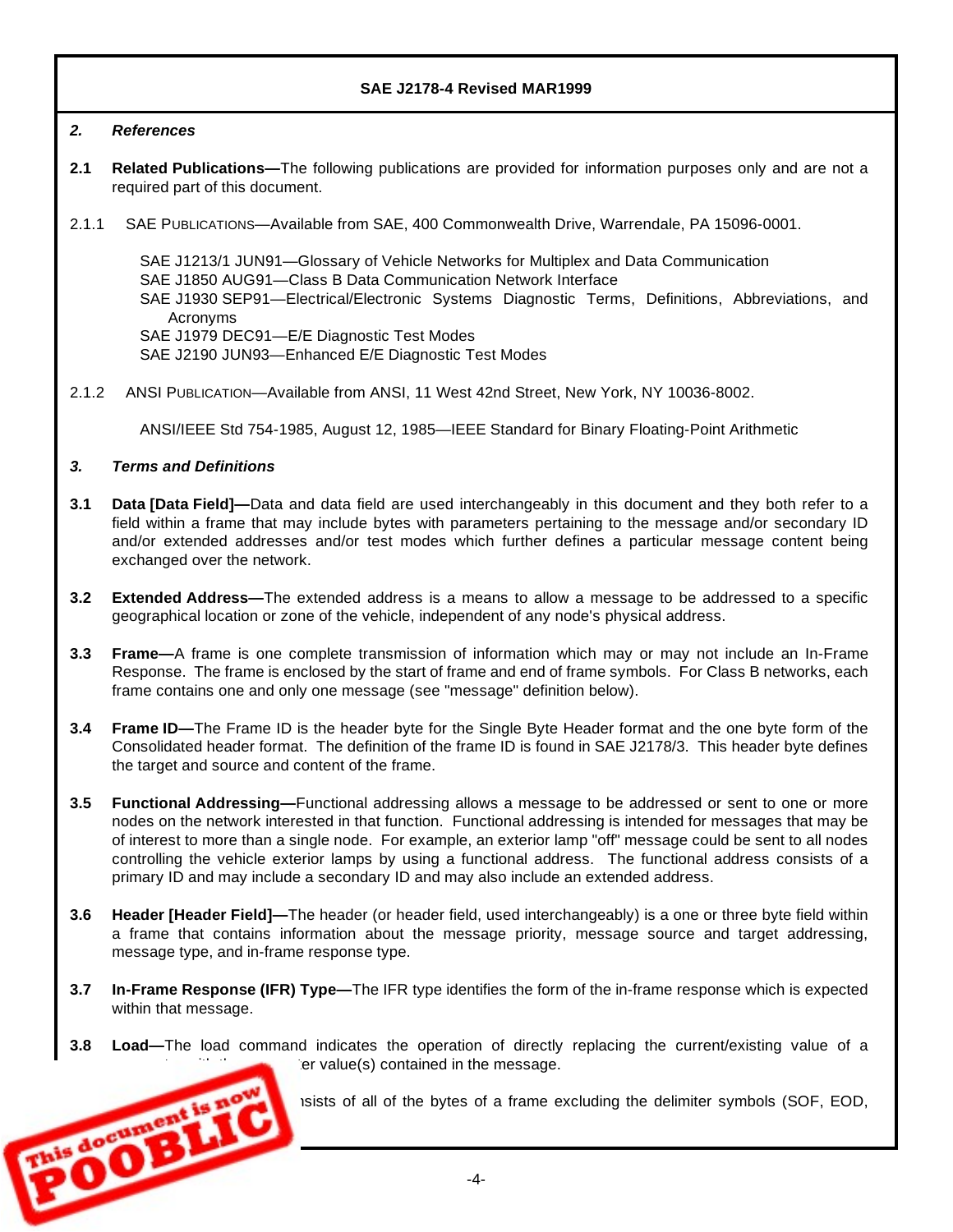## 2. References

**2.1 Related Publications—**The following publications are provided for information purposes only and are not a required part of this document.

2.1.1 SAE PUBLICATIONS—Available from SAE, 400 Commonwealth Drive, Warrendale, PA 15096-0001.

SAE J1213/1 JUN91—Glossary of Vehicle Networks for Multiplex and Data Communication
SAE J1850 AUG91—Class B Data Communication Network Interface
SAE J1930 SEP91—Electrical/Electronic Systems Diagnostic Terms, Definitions, Abbreviations, and Acronyms
SAE J1979 DEC91—E/E Diagnostic Test Modes
SAE J2190 JUN93—Enhanced E/E Diagnostic Test Modes

2.1.2 ANSI PUBLICATION—Available from ANSI, 11 West 42nd Street, New York, NY 10036-8002.

ANSI/IEEE Std 754-1985, August 12, 1985—IEEE Standard for Binary Floating-Point Arithmetic

## 3. Terms and Definitions

**3.1 Data [Data Field]—**Data and data field are used interchangeably in this document and they both refer to a field within a frame that may include bytes with parameters pertaining to the message and/or secondary ID and/or extended addresses and/or test modes which further defines a particular message content being exchanged over the network.

**3.2 Extended Address—**The extended address is a means to allow a message to be addressed to a specific geographical location or zone of the vehicle, independent of any node's physical address.

**3.3 Frame—**A frame is one complete transmission of information which may or may not include an In-Frame Response. The frame is enclosed by the start of frame and end of frame symbols. For Class B networks, each frame contains one and only one message (see "message" definition below).

**3.4 Frame ID—**The Frame ID is the header byte for the Single Byte Header format and the one byte form of the Consolidated header format. The definition of the frame ID is found in SAE J2178/3. This header byte defines the target and source and content of the frame.

**3.5 Functional Addressing—**Functional addressing allows a message to be addressed or sent to one or more nodes on the network interested in that function. Functional addressing is intended for messages that may be of interest to more than a single node. For example, an exterior lamp "off" message could be sent to all nodes controlling the vehicle exterior lamps by using a functional address. The functional address consists of a primary ID and may include a secondary ID and may also include an extended address.

**3.6 Header [Header Field]—**The header (or header field, used interchangeably) is a one or three byte field within a frame that contains information about the message priority, message source and target addressing, message type, and in-frame response type.

**3.7 In-Frame Response (IFR) Type—**The IFR type identifies the form of the in-frame response which is expected within that message.

**3.8 Load—**The load command indicates the operation of directly replacing the current/existing value of a ... er value(s) contained in the message.

... nsists of all of the bytes of a frame excluding the delimiter symbols (SOF, EOD,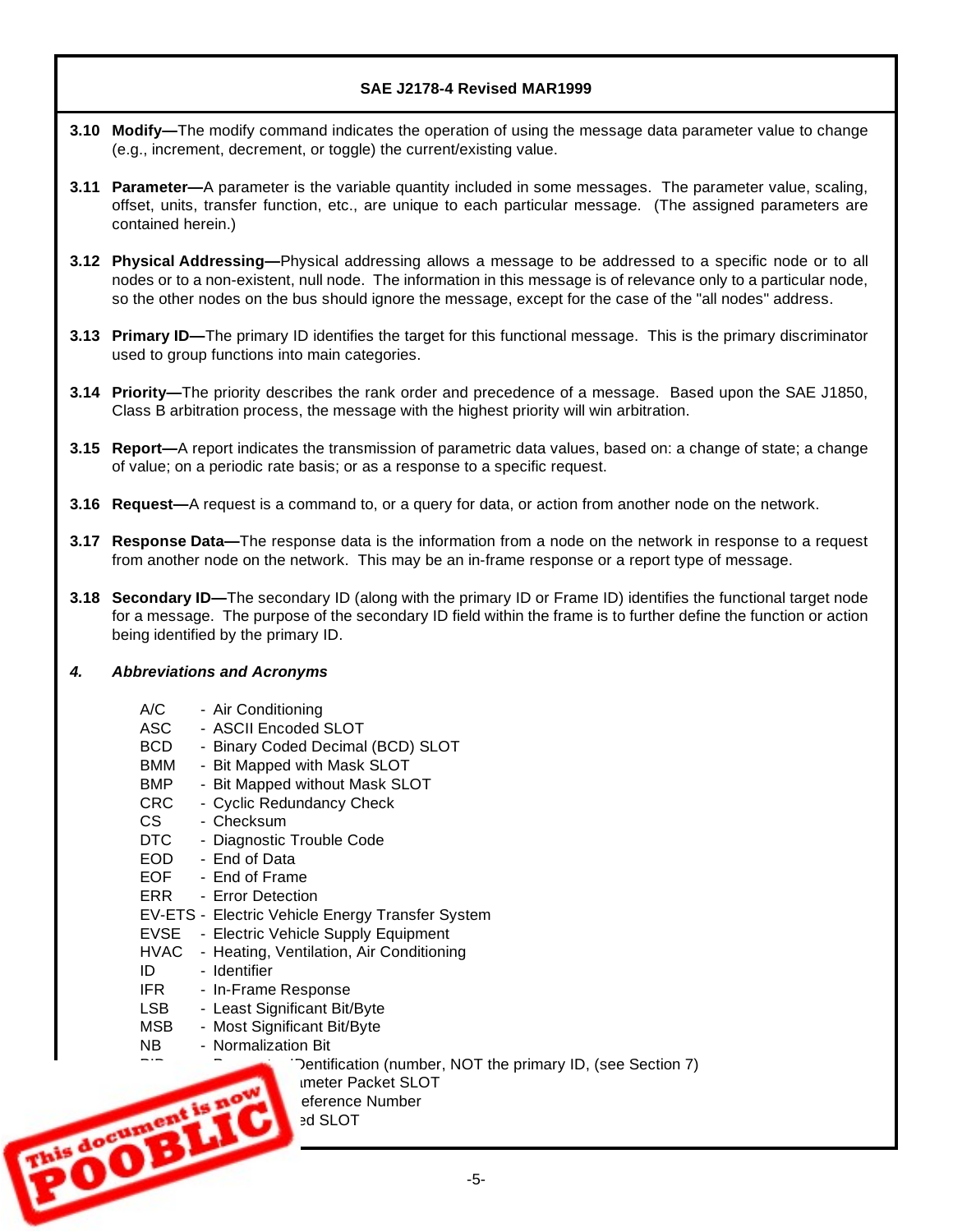**3.10 Modify**—The modify command indicates the operation of using the message data parameter value to change (e.g., increment, decrement, or toggle) the current/existing value.

**3.11 Parameter**—A parameter is the variable quantity included in some messages. The parameter value, scaling, offset, units, transfer function, etc., are unique to each particular message. (The assigned parameters are contained herein.)

**3.12 Physical Addressing**—Physical addressing allows a message to be addressed to a specific node or to all nodes or to a non-existent, null node. The information in this message is of relevance only to a particular node, so the other nodes on the bus should ignore the message, except for the case of the "all nodes" address.

**3.13 Primary ID**—The primary ID identifies the target for this functional message. This is the primary discriminator used to group functions into main categories.

**3.14 Priority**—The priority describes the rank order and precedence of a message. Based upon the SAE J1850, Class B arbitration process, the message with the highest priority will win arbitration.

**3.15 Report**—A report indicates the transmission of parametric data values, based on: a change of state; a change of value; on a periodic rate basis; or as a response to a specific request.

**3.16 Request**—A request is a command to, or a query for data, or action from another node on the network.

**3.17 Response Data**—The response data is the information from a node on the network in response to a request from another node on the network. This may be an in-frame response or a report type of message.

**3.18 Secondary ID**—The secondary ID (along with the primary ID or Frame ID) identifies the functional target node for a message. The purpose of the secondary ID field within the frame is to further define the function or action being identified by the primary ID.

## *4. Abbreviations and Acronyms*

A/C - Air Conditioning
ASC - ASCII Encoded SLOT
BCD - Binary Coded Decimal (BCD) SLOT
BMM - Bit Mapped with Mask SLOT
BMP - Bit Mapped without Mask SLOT
CRC - Cyclic Redundancy Check
CS - Checksum
DTC - Diagnostic Trouble Code
EOD - End of Data
EOF - End of Frame
ERR - Error Detection
EV-ETS - Electric Vehicle Energy Transfer System
EVSE - Electric Vehicle Supply Equipment
HVAC - Heating, Ventilation, Air Conditioning
ID - Identifier
IFR - In-Frame Response
LSB - Least Significant Bit/Byte
MSB - Most Significant Bit/Byte
NB - Normalization Bit
PID - Parameter IDentification (number, NOT the primary ID, (see Section 7)
... ameter Packet SLOT
... eference Number
... ed SLOT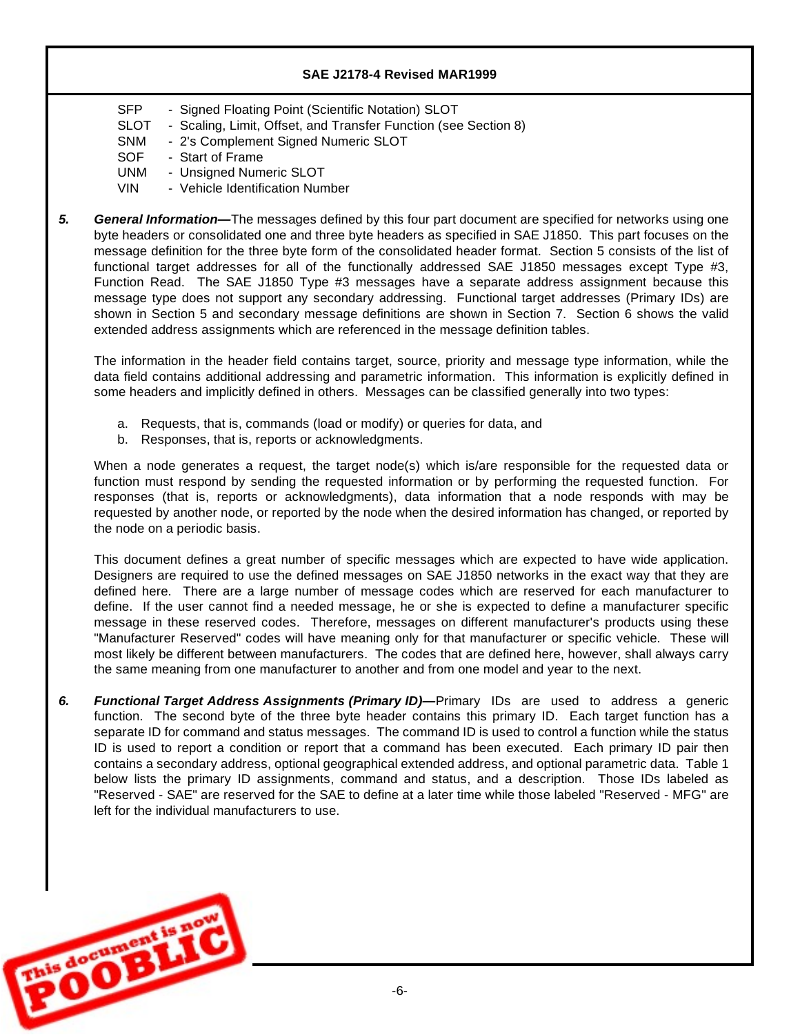SFP - Signed Floating Point (Scientific Notation) SLOT
SLOT - Scaling, Limit, Offset, and Transfer Function (see Section 8)
SNM - 2's Complement Signed Numeric SLOT
SOF - Start of Frame
UNM - Unsigned Numeric SLOT
VIN - Vehicle Identification Number

**5.** ***General Information—***The messages defined by this four part document are specified for networks using one byte headers or consolidated one and three byte headers as specified in SAE J1850. This part focuses on the message definition for the three byte form of the consolidated header format. Section 5 consists of the list of functional target addresses for all of the functionally addressed SAE J1850 messages except Type #3, Function Read. The SAE J1850 Type #3 messages have a separate address assignment because this message type does not support any secondary addressing. Functional target addresses (Primary IDs) are shown in Section 5 and secondary message definitions are shown in Section 7. Section 6 shows the valid extended address assignments which are referenced in the message definition tables.

The information in the header field contains target, source, priority and message type information, while the data field contains additional addressing and parametric information. This information is explicitly defined in some headers and implicitly defined in others. Messages can be classified generally into two types:

a. Requests, that is, commands (load or modify) or queries for data, and
b. Responses, that is, reports or acknowledgments.

When a node generates a request, the target node(s) which is/are responsible for the requested data or function must respond by sending the requested information or by performing the requested function. For responses (that is, reports or acknowledgments), data information that a node responds with may be requested by another node, or reported by the node when the desired information has changed, or reported by the node on a periodic basis.

This document defines a great number of specific messages which are expected to have wide application. Designers are required to use the defined messages on SAE J1850 networks in the exact way that they are defined here. There are a large number of message codes which are reserved for each manufacturer to define. If the user cannot find a needed message, he or she is expected to define a manufacturer specific message in these reserved codes. Therefore, messages on different manufacturer's products using these "Manufacturer Reserved" codes will have meaning only for that manufacturer or specific vehicle. These will most likely be different between manufacturers. The codes that are defined here, however, shall always carry the same meaning from one manufacturer to another and from one model and year to the next.

**6.** ***Functional Target Address Assignments (Primary ID)—***Primary IDs are used to address a generic function. The second byte of the three byte header contains this primary ID. Each target function has a separate ID for command and status messages. The command ID is used to control a function while the status ID is used to report a condition or report that a command has been executed. Each primary ID pair then contains a secondary address, optional geographical extended address, and optional parametric data. Table 1 below lists the primary ID assignments, command and status, and a description. Those IDs labeled as "Reserved - SAE" are reserved for the SAE to define at a later time while those labeled "Reserved - MFG" are left for the individual manufacturers to use.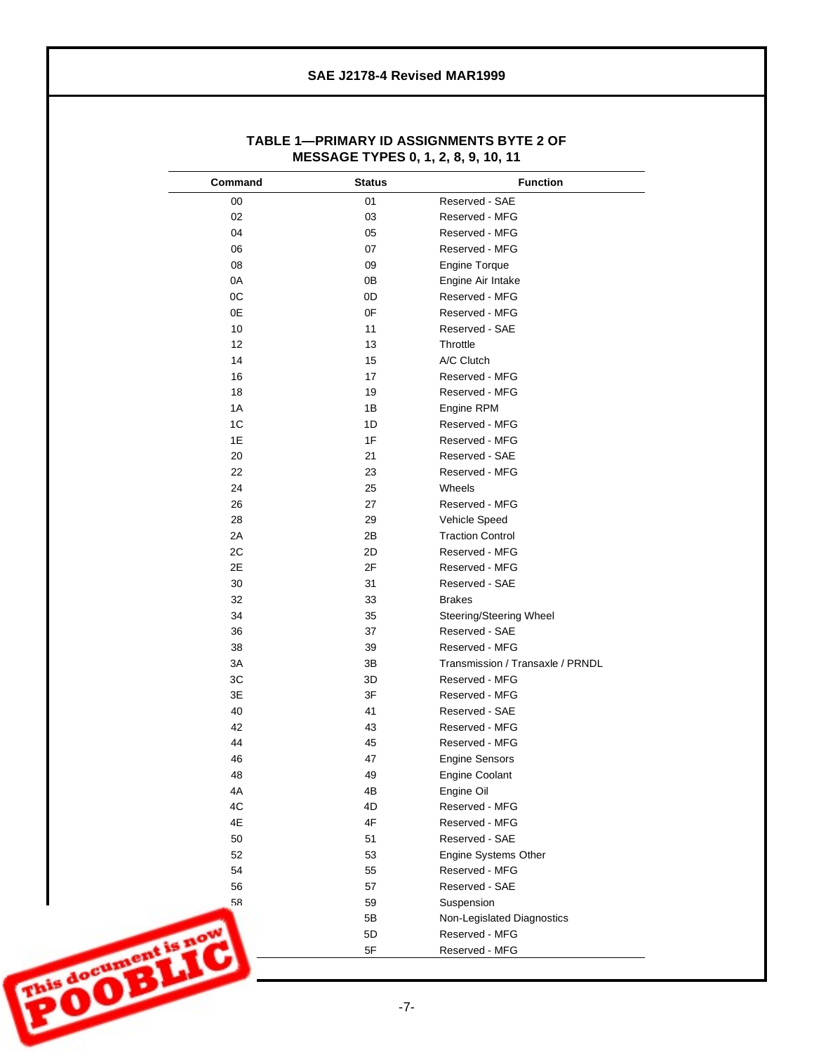## TABLE 1—PRIMARY ID ASSIGNMENTS BYTE 2 OF MESSAGE TYPES 0, 1, 2, 8, 9, 10, 11

| Command | Status | Function |
|---|---|---|
| 00 | 01 | Reserved - SAE |
| 02 | 03 | Reserved - MFG |
| 04 | 05 | Reserved - MFG |
| 06 | 07 | Reserved - MFG |
| 08 | 09 | Engine Torque |
| 0A | 0B | Engine Air Intake |
| 0C | 0D | Reserved - MFG |
| 0E | 0F | Reserved - MFG |
| 10 | 11 | Reserved - SAE |
| 12 | 13 | Throttle |
| 14 | 15 | A/C Clutch |
| 16 | 17 | Reserved - MFG |
| 18 | 19 | Reserved - MFG |
| 1A | 1B | Engine RPM |
| 1C | 1D | Reserved - MFG |
| 1E | 1F | Reserved - MFG |
| 20 | 21 | Reserved - SAE |
| 22 | 23 | Reserved - MFG |
| 24 | 25 | Wheels |
| 26 | 27 | Reserved - MFG |
| 28 | 29 | Vehicle Speed |
| 2A | 2B | Traction Control |
| 2C | 2D | Reserved - MFG |
| 2E | 2F | Reserved - MFG |
| 30 | 31 | Reserved - SAE |
| 32 | 33 | Brakes |
| 34 | 35 | Steering/Steering Wheel |
| 36 | 37 | Reserved - SAE |
| 38 | 39 | Reserved - MFG |
| 3A | 3B | Transmission / Transaxle / PRNDL |
| 3C | 3D | Reserved - MFG |
| 3E | 3F | Reserved - MFG |
| 40 | 41 | Reserved - SAE |
| 42 | 43 | Reserved - MFG |
| 44 | 45 | Reserved - MFG |
| 46 | 47 | Engine Sensors |
| 48 | 49 | Engine Coolant |
| 4A | 4B | Engine Oil |
| 4C | 4D | Reserved - MFG |
| 4E | 4F | Reserved - MFG |
| 50 | 51 | Reserved - SAE |
| 52 | 53 | Engine Systems Other |
| 54 | 55 | Reserved - MFG |
| 56 | 57 | Reserved - SAE |
| 58 | 59 | Suspension |
| 5A | 5B | Non-Legislated Diagnostics |
| 5C | 5D | Reserved - MFG |
| 5E | 5F | Reserved - MFG |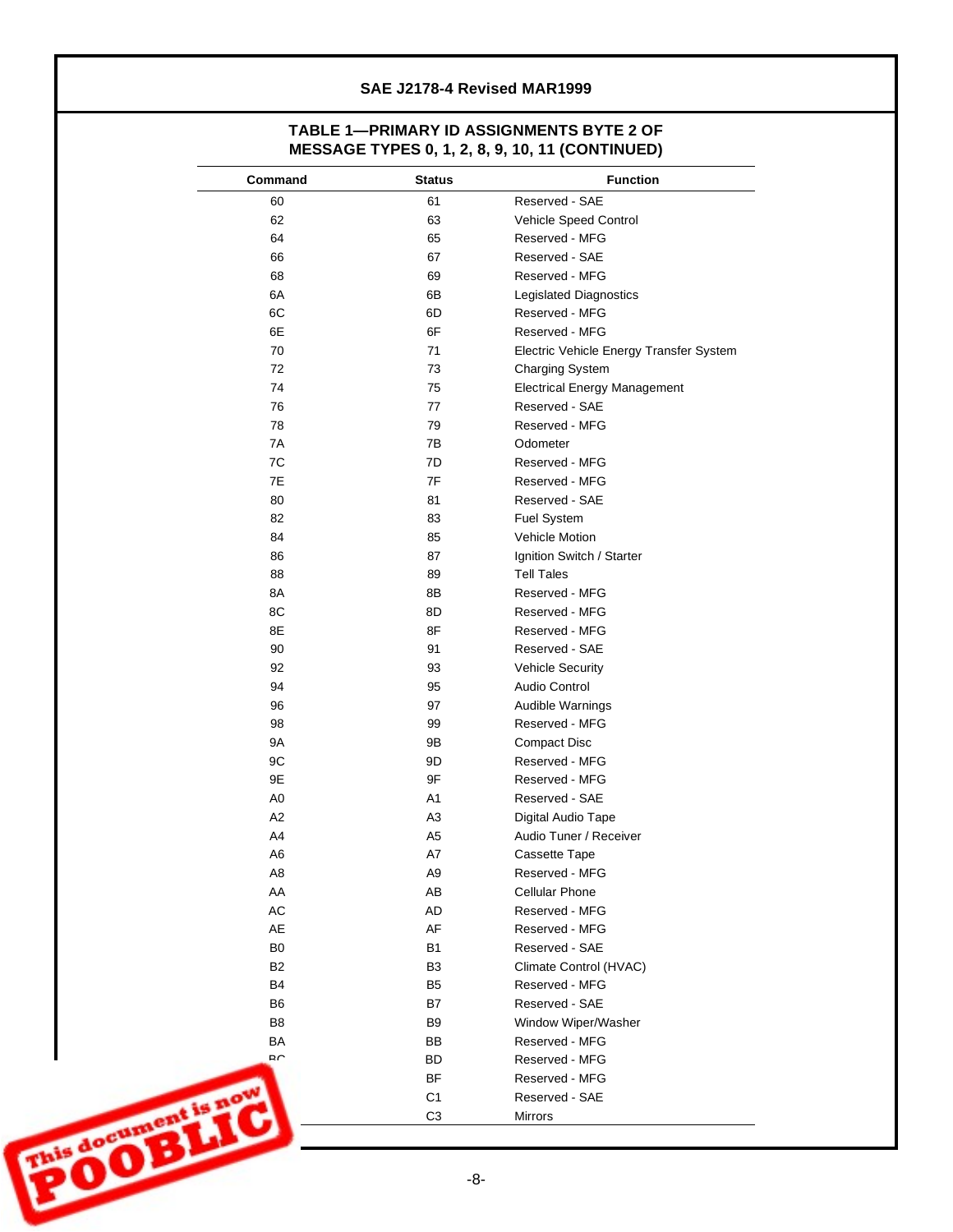### TABLE 1—PRIMARY ID ASSIGNMENTS BYTE 2 OF MESSAGE TYPES 0, 1, 2, 8, 9, 10, 11 (CONTINUED)

| Command | Status | Function |
|---|---|---|
| 60 | 61 | Reserved - SAE |
| 62 | 63 | Vehicle Speed Control |
| 64 | 65 | Reserved - MFG |
| 66 | 67 | Reserved - SAE |
| 68 | 69 | Reserved - MFG |
| 6A | 6B | Legislated Diagnostics |
| 6C | 6D | Reserved - MFG |
| 6E | 6F | Reserved - MFG |
| 70 | 71 | Electric Vehicle Energy Transfer System |
| 72 | 73 | Charging System |
| 74 | 75 | Electrical Energy Management |
| 76 | 77 | Reserved - SAE |
| 78 | 79 | Reserved - MFG |
| 7A | 7B | Odometer |
| 7C | 7D | Reserved - MFG |
| 7E | 7F | Reserved - MFG |
| 80 | 81 | Reserved - SAE |
| 82 | 83 | Fuel System |
| 84 | 85 | Vehicle Motion |
| 86 | 87 | Ignition Switch / Starter |
| 88 | 89 | Tell Tales |
| 8A | 8B | Reserved - MFG |
| 8C | 8D | Reserved - MFG |
| 8E | 8F | Reserved - MFG |
| 90 | 91 | Reserved - SAE |
| 92 | 93 | Vehicle Security |
| 94 | 95 | Audio Control |
| 96 | 97 | Audible Warnings |
| 98 | 99 | Reserved - MFG |
| 9A | 9B | Compact Disc |
| 9C | 9D | Reserved - MFG |
| 9E | 9F | Reserved - MFG |
| A0 | A1 | Reserved - SAE |
| A2 | A3 | Digital Audio Tape |
| A4 | A5 | Audio Tuner / Receiver |
| A6 | A7 | Cassette Tape |
| A8 | A9 | Reserved - MFG |
| AA | AB | Cellular Phone |
| AC | AD | Reserved - MFG |
| AE | AF | Reserved - MFG |
| B0 | B1 | Reserved - SAE |
| B2 | B3 | Climate Control (HVAC) |
| B4 | B5 | Reserved - MFG |
| B6 | B7 | Reserved - SAE |
| B8 | B9 | Window Wiper/Washer |
| BA | BB | Reserved - MFG |
| BC | BD | Reserved - MFG |
| | BF | Reserved - MFG |
| | C1 | Reserved - SAE |
| | C3 | Mirrors |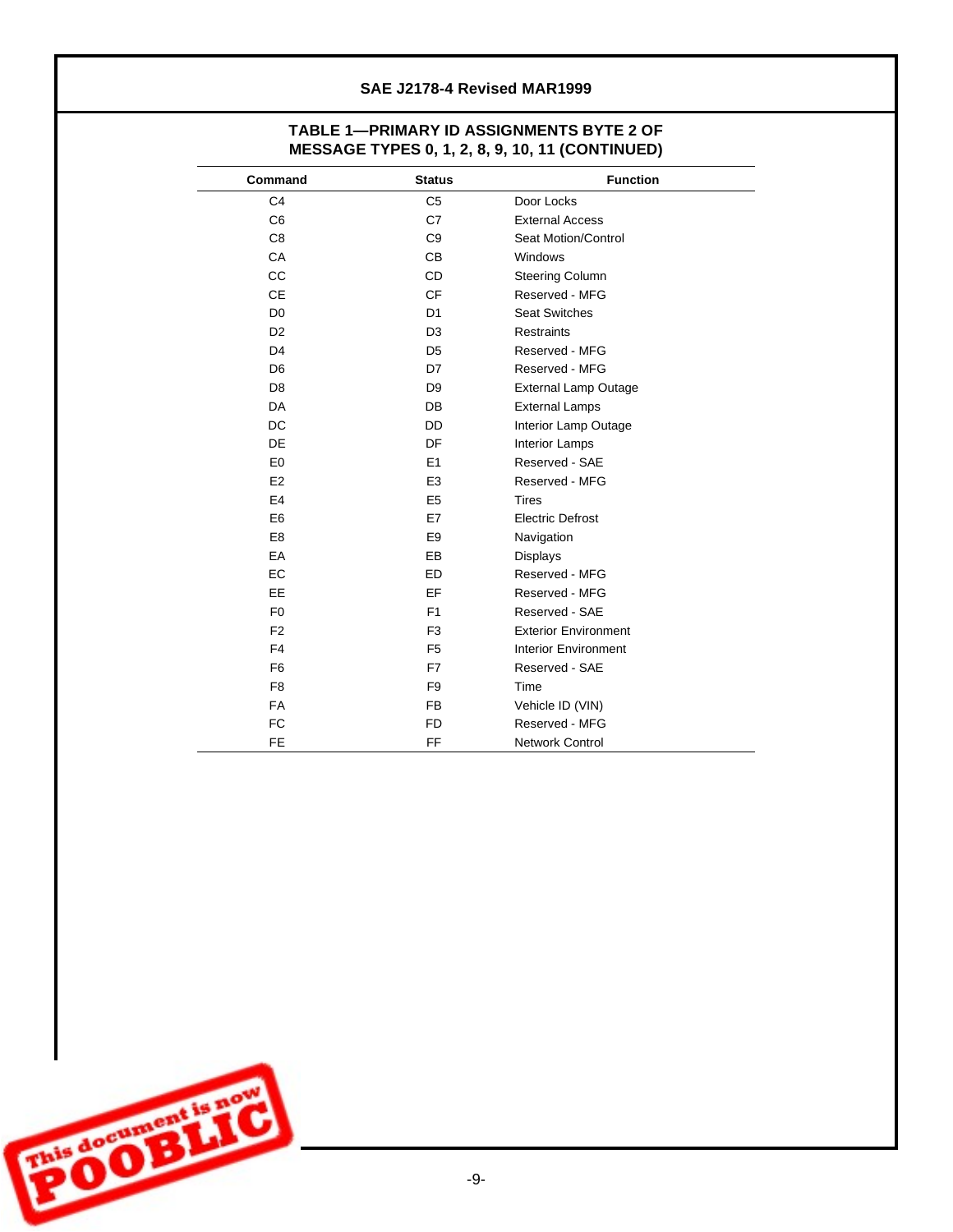**TABLE 1—PRIMARY ID ASSIGNMENTS BYTE 2 OF MESSAGE TYPES 0, 1, 2, 8, 9, 10, 11 (CONTINUED)**

| Command | Status | Function |
|---|---|---|
| C4 | C5 | Door Locks |
| C6 | C7 | External Access |
| C8 | C9 | Seat Motion/Control |
| CA | CB | Windows |
| CC | CD | Steering Column |
| CE | CF | Reserved - MFG |
| D0 | D1 | Seat Switches |
| D2 | D3 | Restraints |
| D4 | D5 | Reserved - MFG |
| D6 | D7 | Reserved - MFG |
| D8 | D9 | External Lamp Outage |
| DA | DB | External Lamps |
| DC | DD | Interior Lamp Outage |
| DE | DF | Interior Lamps |
| E0 | E1 | Reserved - SAE |
| E2 | E3 | Reserved - MFG |
| E4 | E5 | Tires |
| E6 | E7 | Electric Defrost |
| E8 | E9 | Navigation |
| EA | EB | Displays |
| EC | ED | Reserved - MFG |
| EE | EF | Reserved - MFG |
| F0 | F1 | Reserved - SAE |
| F2 | F3 | Exterior Environment |
| F4 | F5 | Interior Environment |
| F6 | F7 | Reserved - SAE |
| F8 | F9 | Time |
| FA | FB | Vehicle ID (VIN) |
| FC | FD | Reserved - MFG |
| FE | FF | Network Control |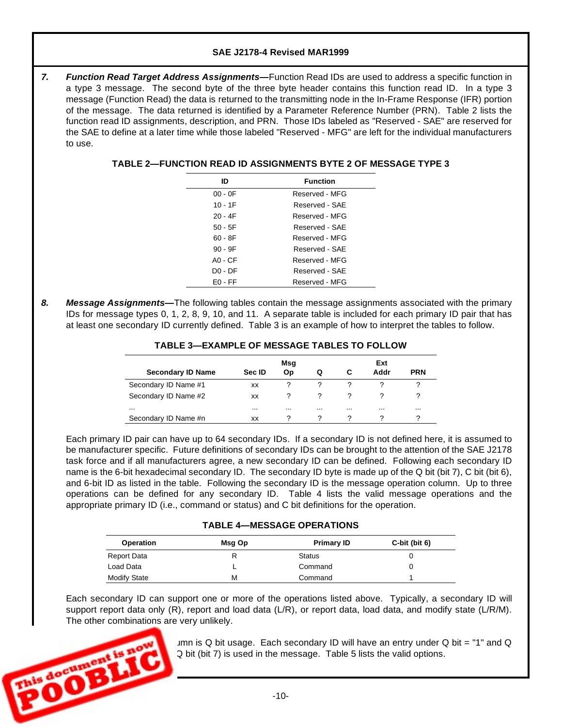**7. *Function Read Target Address Assignments***—Function Read IDs are used to address a specific function in a type 3 message. The second byte of the three byte header contains this function read ID. In a type 3 message (Function Read) the data is returned to the transmitting node in the In-Frame Response (IFR) portion of the message. The data returned is identified by a Parameter Reference Number (PRN). Table 2 lists the function read ID assignments, description, and PRN. Those IDs labeled as "Reserved - SAE" are reserved for the SAE to define at a later time while those labeled "Reserved - MFG" are left for the individual manufacturers to use.

**TABLE 2—FUNCTION READ ID ASSIGNMENTS BYTE 2 OF MESSAGE TYPE 3**

| ID | Function |
|---|---|
| 00 - 0F | Reserved - MFG |
| 10 - 1F | Reserved - SAE |
| 20 - 4F | Reserved - MFG |
| 50 - 5F | Reserved - SAE |
| 60 - 8F | Reserved - MFG |
| 90 - 9F | Reserved - SAE |
| A0 - CF | Reserved - MFG |
| D0 - DF | Reserved - SAE |
| E0 - FF | Reserved - MFG |

**8. *Message Assignments***—The following tables contain the message assignments associated with the primary IDs for message types 0, 1, 2, 8, 9, 10, and 11. A separate table is included for each primary ID pair that has at least one secondary ID currently defined. Table 3 is an example of how to interpret the tables to follow.

**TABLE 3—EXAMPLE OF MESSAGE TABLES TO FOLLOW**

| Secondary ID Name | Sec ID | Msg Op | Q | C | Ext Addr | PRN |
|---|---|---|---|---|---|---|
| Secondary ID Name #1 | xx | ? | ? | ? | ? | ? |
| Secondary ID Name #2 | xx | ? | ? | ? | ? | ? |
| ... | ... | ... | ... | ... | ... | ... |
| Secondary ID Name #n | xx | ? | ? | ? | ? | ? |

Each primary ID pair can have up to 64 secondary IDs. If a secondary ID is not defined here, it is assumed to be manufacturer specific. Future definitions of secondary IDs can be brought to the attention of the SAE J2178 task force and if all manufacturers agree, a new secondary ID can be defined. Following each secondary ID name is the 6-bit hexadecimal secondary ID. The secondary ID byte is made up of the Q bit (bit 7), C bit (bit 6), and 6-bit ID as listed in the table. Following the secondary ID is the message operation column. Up to three operations can be defined for any secondary ID. Table 4 lists the valid message operations and the appropriate primary ID (i.e., command or status) and C bit definitions for the operation.

**TABLE 4—MESSAGE OPERATIONS**

| Operation | Msg Op | Primary ID | C-bit (bit 6) |
|---|---|---|---|
| Report Data | R | Status | 0 |
| Load Data | L | Command | 0 |
| Modify State | M | Command | 1 |

Each secondary ID can support one or more of the operations listed above. Typically, a secondary ID will support report data only (R), report and load data (L/R), or report data, load data, and modify state (L/R/M). The other combinations are very unlikely.

...umn is Q bit usage. Each secondary ID will have an entry under Q bit = "1" and Q ...Q bit (bit 7) is used in the message. Table 5 lists the valid options.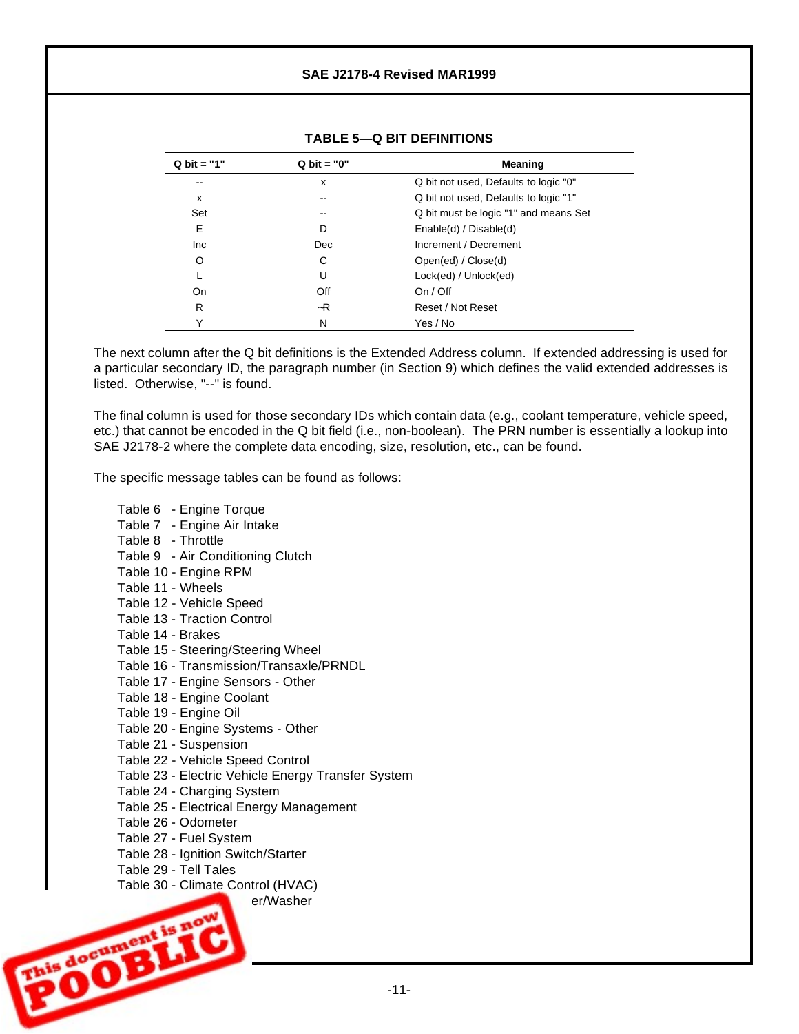**TABLE 5—Q BIT DEFINITIONS**

| Q bit = "1" | Q bit = "0" | Meaning |
|---|---|---|
| -- | x | Q bit not used, Defaults to logic "0" |
| x | -- | Q bit not used, Defaults to logic "1" |
| Set | -- | Q bit must be logic "1" and means Set |
| E | D | Enable(d) / Disable(d) |
| Inc | Dec | Increment / Decrement |
| O | C | Open(ed) / Close(d) |
| L | U | Lock(ed) / Unlock(ed) |
| On | Off | On / Off |
| R | ¬R | Reset / Not Reset |
| Y | N | Yes / No |

The next column after the Q bit definitions is the Extended Address column. If extended addressing is used for a particular secondary ID, the paragraph number (in Section 9) which defines the valid extended addresses is listed. Otherwise, "--" is found.

The final column is used for those secondary IDs which contain data (e.g., coolant temperature, vehicle speed, etc.) that cannot be encoded in the Q bit field (i.e., non-boolean). The PRN number is essentially a lookup into SAE J2178-2 where the complete data encoding, size, resolution, etc., can be found.

The specific message tables can be found as follows:

Table 6 - Engine Torque
Table 7 - Engine Air Intake
Table 8 - Throttle
Table 9 - Air Conditioning Clutch
Table 10 - Engine RPM
Table 11 - Wheels
Table 12 - Vehicle Speed
Table 13 - Traction Control
Table 14 - Brakes
Table 15 - Steering/Steering Wheel
Table 16 - Transmission/Transaxle/PRNDL
Table 17 - Engine Sensors - Other
Table 18 - Engine Coolant
Table 19 - Engine Oil
Table 20 - Engine Systems - Other
Table 21 - Suspension
Table 22 - Vehicle Speed Control
Table 23 - Electric Vehicle Energy Transfer System
Table 24 - Charging System
Table 25 - Electrical Energy Management
Table 26 - Odometer
Table 27 - Fuel System
Table 28 - Ignition Switch/Starter
Table 29 - Tell Tales
Table 30 - Climate Control (HVAC)
er/Washer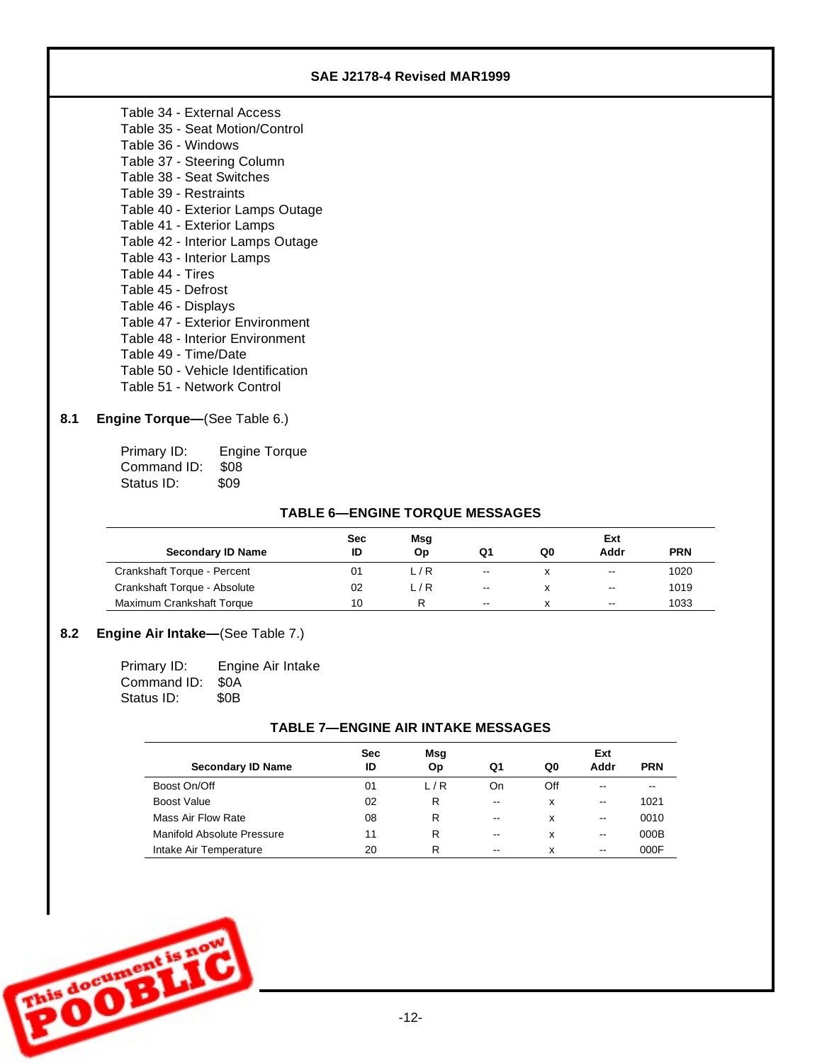Table 34 - External Access
Table 35 - Seat Motion/Control
Table 36 - Windows
Table 37 - Steering Column
Table 38 - Seat Switches
Table 39 - Restraints
Table 40 - Exterior Lamps Outage
Table 41 - Exterior Lamps
Table 42 - Interior Lamps Outage
Table 43 - Interior Lamps
Table 44 - Tires
Table 45 - Defrost
Table 46 - Displays
Table 47 - Exterior Environment
Table 48 - Interior Environment
Table 49 - Time/Date
Table 50 - Vehicle Identification
Table 51 - Network Control

## 8.1 Engine Torque—(See Table 6.)

Primary ID: Engine Torque
Command ID: $08
Status ID: $09

**TABLE 6—ENGINE TORQUE MESSAGES**

| Secondary ID Name | Sec ID | Msg Op | Q1 | Q0 | Ext Addr | PRN |
|---|---|---|---|---|---|---|
| Crankshaft Torque - Percent | 01 | L / R | -- | x | -- | 1020 |
| Crankshaft Torque - Absolute | 02 | L / R | -- | x | -- | 1019 |
| Maximum Crankshaft Torque | 10 | R | -- | x | -- | 1033 |

## 8.2 Engine Air Intake—(See Table 7.)

Primary ID: Engine Air Intake
Command ID: $0A
Status ID: $0B

**TABLE 7—ENGINE AIR INTAKE MESSAGES**

| Secondary ID Name | Sec ID | Msg Op | Q1 | Q0 | Ext Addr | PRN |
|---|---|---|---|---|---|---|
| Boost On/Off | 01 | L / R | On | Off | -- | -- |
| Boost Value | 02 | R | -- | x | -- | 1021 |
| Mass Air Flow Rate | 08 | R | -- | x | -- | 0010 |
| Manifold Absolute Pressure | 11 | R | -- | x | -- | 000B |
| Intake Air Temperature | 20 | R | -- | x | -- | 000F |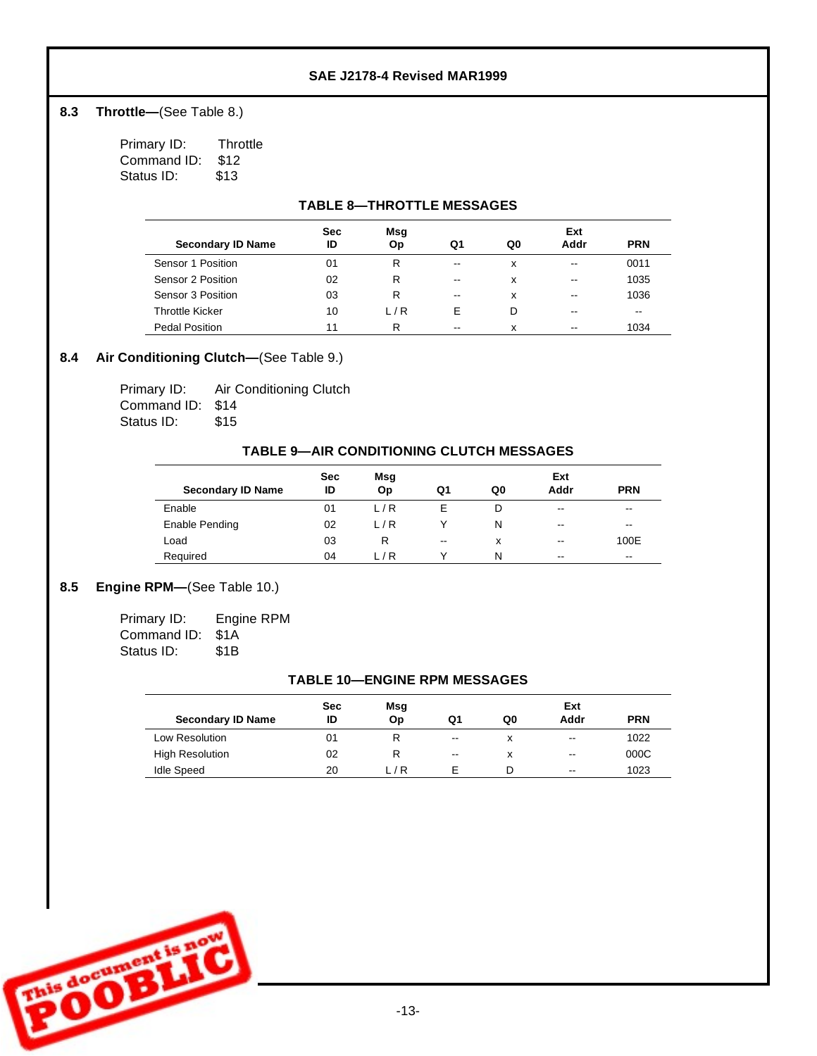## 8.3 Throttle—(See Table 8.)

Primary ID: Throttle
Command ID: $12
Status ID: $13

**TABLE 8—THROTTLE MESSAGES**

| Secondary ID Name | Sec ID | Msg Op | Q1 | Q0 | Ext Addr | PRN |
|---|---|---|---|---|---|---|
| Sensor 1 Position | 01 | R | -- | x | -- | 0011 |
| Sensor 2 Position | 02 | R | -- | x | -- | 1035 |
| Sensor 3 Position | 03 | R | -- | x | -- | 1036 |
| Throttle Kicker | 10 | L / R | E | D | -- | -- |
| Pedal Position | 11 | R | -- | x | -- | 1034 |

## 8.4 Air Conditioning Clutch—(See Table 9.)

Primary ID: Air Conditioning Clutch
Command ID: $14
Status ID: $15

**TABLE 9—AIR CONDITIONING CLUTCH MESSAGES**

| Secondary ID Name | Sec ID | Msg Op | Q1 | Q0 | Ext Addr | PRN |
|---|---|---|---|---|---|---|
| Enable | 01 | L / R | E | D | -- | -- |
| Enable Pending | 02 | L / R | Y | N | -- | -- |
| Load | 03 | R | -- | x | -- | 100E |
| Required | 04 | L / R | Y | N | -- | -- |

## 8.5 Engine RPM—(See Table 10.)

Primary ID: Engine RPM
Command ID: $1A
Status ID: $1B

**TABLE 10—ENGINE RPM MESSAGES**

| Secondary ID Name | Sec ID | Msg Op | Q1 | Q0 | Ext Addr | PRN |
|---|---|---|---|---|---|---|
| Low Resolution | 01 | R | -- | x | -- | 1022 |
| High Resolution | 02 | R | -- | x | -- | 000C |
| Idle Speed | 20 | L / R | E | D | -- | 1023 |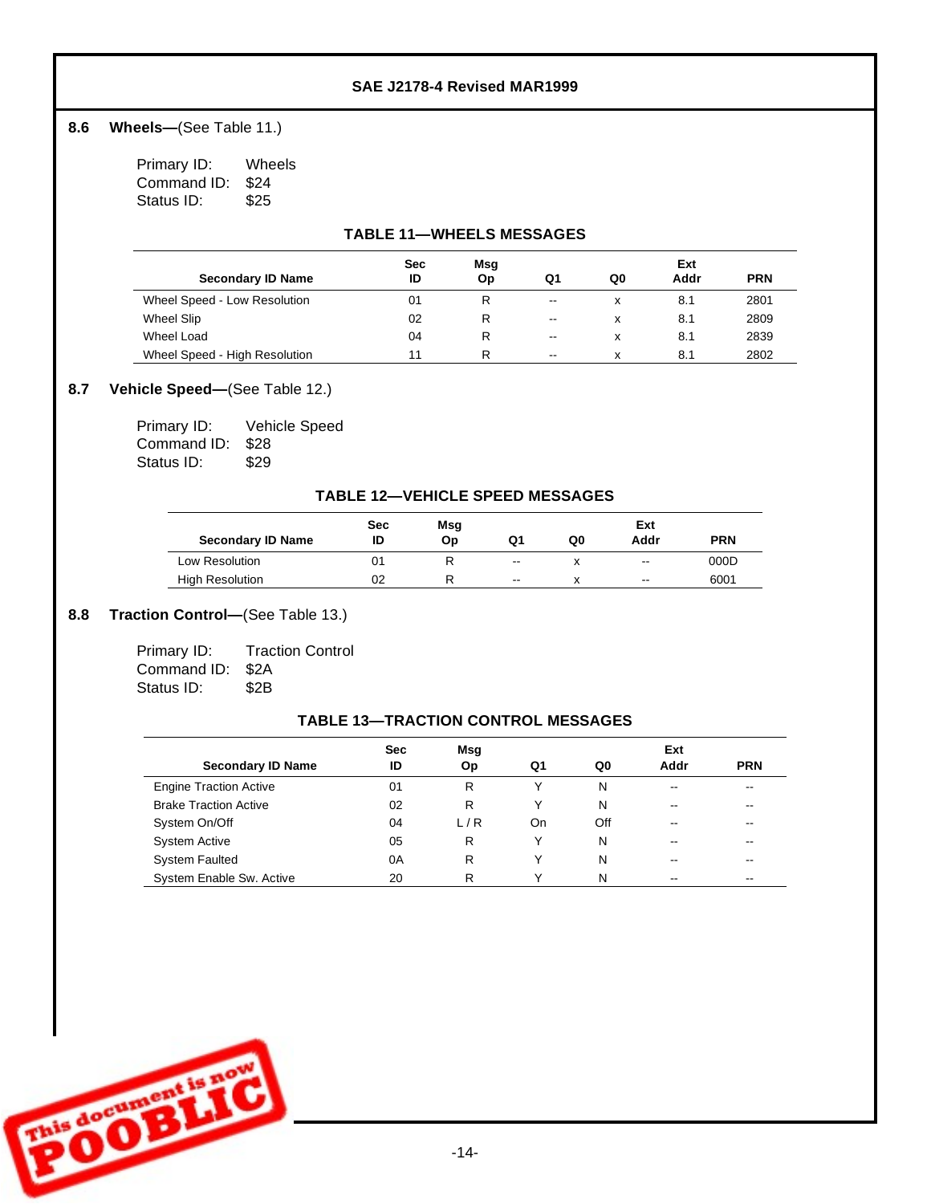### 8.6 **Wheels**—(See Table 11.)

Primary ID: Wheels
Command ID: $24
Status ID: $25

**TABLE 11—WHEELS MESSAGES**

| Secondary ID Name | Sec ID | Msg Op | Q1 | Q0 | Ext Addr | PRN |
|---|---|---|---|---|---|---|
| Wheel Speed - Low Resolution | 01 | R | -- | x | 8.1 | 2801 |
| Wheel Slip | 02 | R | -- | x | 8.1 | 2809 |
| Wheel Load | 04 | R | -- | x | 8.1 | 2839 |
| Wheel Speed - High Resolution | 11 | R | -- | x | 8.1 | 2802 |

### 8.7 **Vehicle Speed**—(See Table 12.)

Primary ID: Vehicle Speed
Command ID: $28
Status ID: $29

**TABLE 12—VEHICLE SPEED MESSAGES**

| Secondary ID Name | Sec ID | Msg Op | Q1 | Q0 | Ext Addr | PRN |
|---|---|---|---|---|---|---|
| Low Resolution | 01 | R | -- | x | -- | 000D |
| High Resolution | 02 | R | -- | x | -- | 6001 |

### 8.8 **Traction Control**—(See Table 13.)

Primary ID: Traction Control
Command ID: $2A
Status ID: $2B

**TABLE 13—TRACTION CONTROL MESSAGES**

| Secondary ID Name | Sec ID | Msg Op | Q1 | Q0 | Ext Addr | PRN |
|---|---|---|---|---|---|---|
| Engine Traction Active | 01 | R | Y | N | -- | -- |
| Brake Traction Active | 02 | R | Y | N | -- | -- |
| System On/Off | 04 | L / R | On | Off | -- | -- |
| System Active | 05 | R | Y | N | -- | -- |
| System Faulted | 0A | R | Y | N | -- | -- |
| System Enable Sw. Active | 20 | R | Y | N | -- | -- |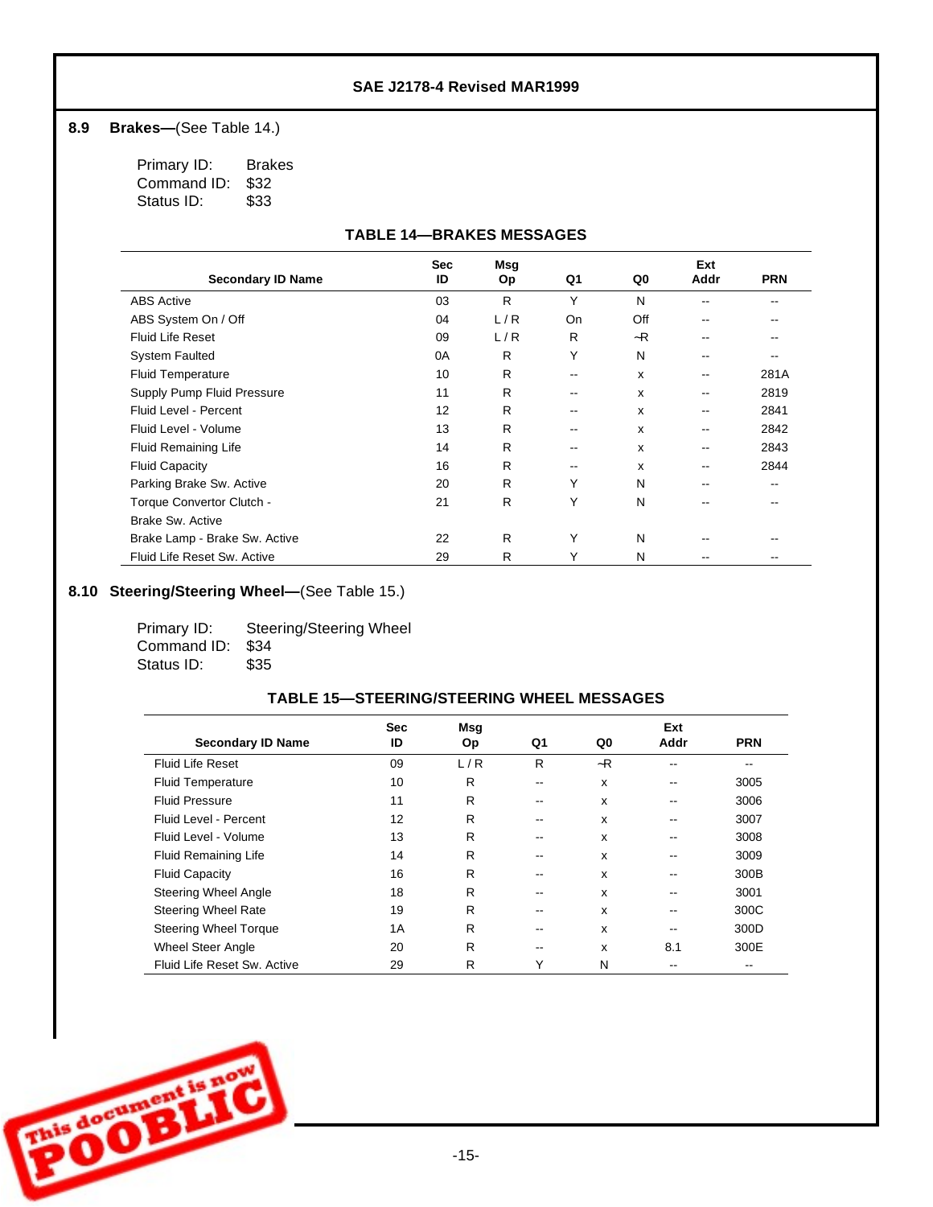## 8.9 Brakes—(See Table 14.)

Primary ID: Brakes
Command ID: $32
Status ID: $33

**TABLE 14—BRAKES MESSAGES**

| Secondary ID Name | Sec ID | Msg Op | Q1 | Q0 | Ext Addr | PRN |
|---|---|---|---|---|---|---|
| ABS Active | 03 | R | Y | N | -- | -- |
| ABS System On / Off | 04 | L / R | On | Off | -- | -- |
| Fluid Life Reset | 09 | L / R | R | ¬R | -- | -- |
| System Faulted | 0A | R | Y | N | -- | -- |
| Fluid Temperature | 10 | R | -- | x | -- | 281A |
| Supply Pump Fluid Pressure | 11 | R | -- | x | -- | 2819 |
| Fluid Level - Percent | 12 | R | -- | x | -- | 2841 |
| Fluid Level - Volume | 13 | R | -- | x | -- | 2842 |
| Fluid Remaining Life | 14 | R | -- | x | -- | 2843 |
| Fluid Capacity | 16 | R | -- | x | -- | 2844 |
| Parking Brake Sw. Active | 20 | R | Y | N | -- | -- |
| Torque Convertor Clutch - Brake Sw. Active | 21 | R | Y | N | -- | -- |
| Brake Lamp - Brake Sw. Active | 22 | R | Y | N | -- | -- |
| Fluid Life Reset Sw. Active | 29 | R | Y | N | -- | -- |

## 8.10 Steering/Steering Wheel—(See Table 15.)

Primary ID: Steering/Steering Wheel
Command ID: $34
Status ID: $35

**TABLE 15—STEERING/STEERING WHEEL MESSAGES**

| Secondary ID Name | Sec ID | Msg Op | Q1 | Q0 | Ext Addr | PRN |
|---|---|---|---|---|---|---|
| Fluid Life Reset | 09 | L / R | R | ¬R | -- | -- |
| Fluid Temperature | 10 | R | -- | x | -- | 3005 |
| Fluid Pressure | 11 | R | -- | x | -- | 3006 |
| Fluid Level - Percent | 12 | R | -- | x | -- | 3007 |
| Fluid Level - Volume | 13 | R | -- | x | -- | 3008 |
| Fluid Remaining Life | 14 | R | -- | x | -- | 3009 |
| Fluid Capacity | 16 | R | -- | x | -- | 300B |
| Steering Wheel Angle | 18 | R | -- | x | -- | 3001 |
| Steering Wheel Rate | 19 | R | -- | x | -- | 300C |
| Steering Wheel Torque | 1A | R | -- | x | -- | 300D |
| Wheel Steer Angle | 20 | R | -- | x | 8.1 | 300E |
| Fluid Life Reset Sw. Active | 29 | R | Y | N | -- | -- |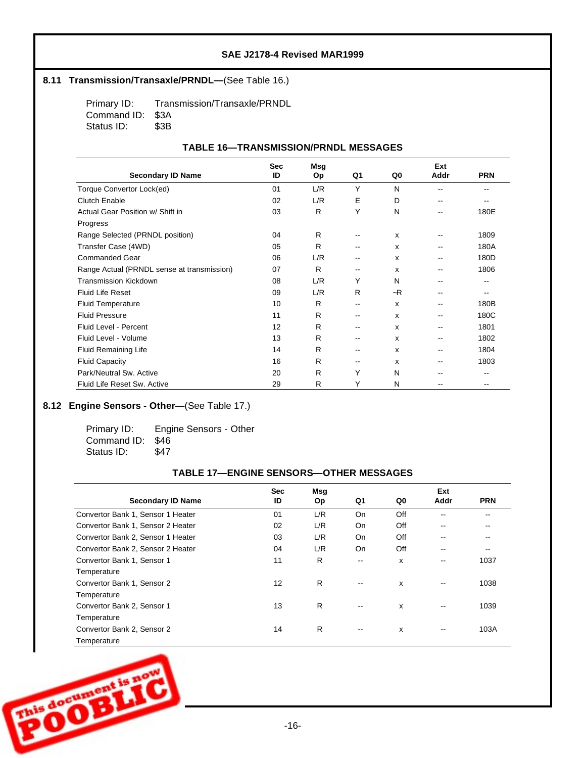## 8.11 Transmission/Transaxle/PRNDL—(See Table 16.)

Primary ID: Transmission/Transaxle/PRNDL
Command ID: $3A
Status ID: $3B

**TABLE 16—TRANSMISSION/PRNDL MESSAGES**

| Secondary ID Name | Sec ID | Msg Op | Q1 | Q0 | Ext Addr | PRN |
|---|---|---|---|---|---|---|
| Torque Convertor Lock(ed) | 01 | L/R | Y | N | -- | -- |
| Clutch Enable | 02 | L/R | E | D | -- | -- |
| Actual Gear Position w/ Shift in Progress | 03 | R | Y | N | -- | 180E |
| Range Selected (PRNDL position) | 04 | R | -- | x | -- | 1809 |
| Transfer Case (4WD) | 05 | R | -- | x | -- | 180A |
| Commanded Gear | 06 | L/R | -- | x | -- | 180D |
| Range Actual (PRNDL sense at transmission) | 07 | R | -- | x | -- | 1806 |
| Transmission Kickdown | 08 | L/R | Y | N | -- | -- |
| Fluid Life Reset | 09 | L/R | R | ¬R | -- | -- |
| Fluid Temperature | 10 | R | -- | x | -- | 180B |
| Fluid Pressure | 11 | R | -- | x | -- | 180C |
| Fluid Level - Percent | 12 | R | -- | x | -- | 1801 |
| Fluid Level - Volume | 13 | R | -- | x | -- | 1802 |
| Fluid Remaining Life | 14 | R | -- | x | -- | 1804 |
| Fluid Capacity | 16 | R | -- | x | -- | 1803 |
| Park/Neutral Sw. Active | 20 | R | Y | N | -- | -- |
| Fluid Life Reset Sw. Active | 29 | R | Y | N | -- | -- |

## 8.12 Engine Sensors - Other—(See Table 17.)

Primary ID: Engine Sensors - Other
Command ID: $46
Status ID: $47

**TABLE 17—ENGINE SENSORS—OTHER MESSAGES**

| Secondary ID Name | Sec ID | Msg Op | Q1 | Q0 | Ext Addr | PRN |
|---|---|---|---|---|---|---|
| Convertor Bank 1, Sensor 1 Heater | 01 | L/R | On | Off | -- | -- |
| Convertor Bank 1, Sensor 2 Heater | 02 | L/R | On | Off | -- | -- |
| Convertor Bank 2, Sensor 1 Heater | 03 | L/R | On | Off | -- | -- |
| Convertor Bank 2, Sensor 2 Heater | 04 | L/R | On | Off | -- | -- |
| Convertor Bank 1, Sensor 1 Temperature | 11 | R | -- | x | -- | 1037 |
| Convertor Bank 1, Sensor 2 Temperature | 12 | R | -- | x | -- | 1038 |
| Convertor Bank 2, Sensor 1 Temperature | 13 | R | -- | x | -- | 1039 |
| Convertor Bank 2, Sensor 2 Temperature | 14 | R | -- | x | -- | 103A |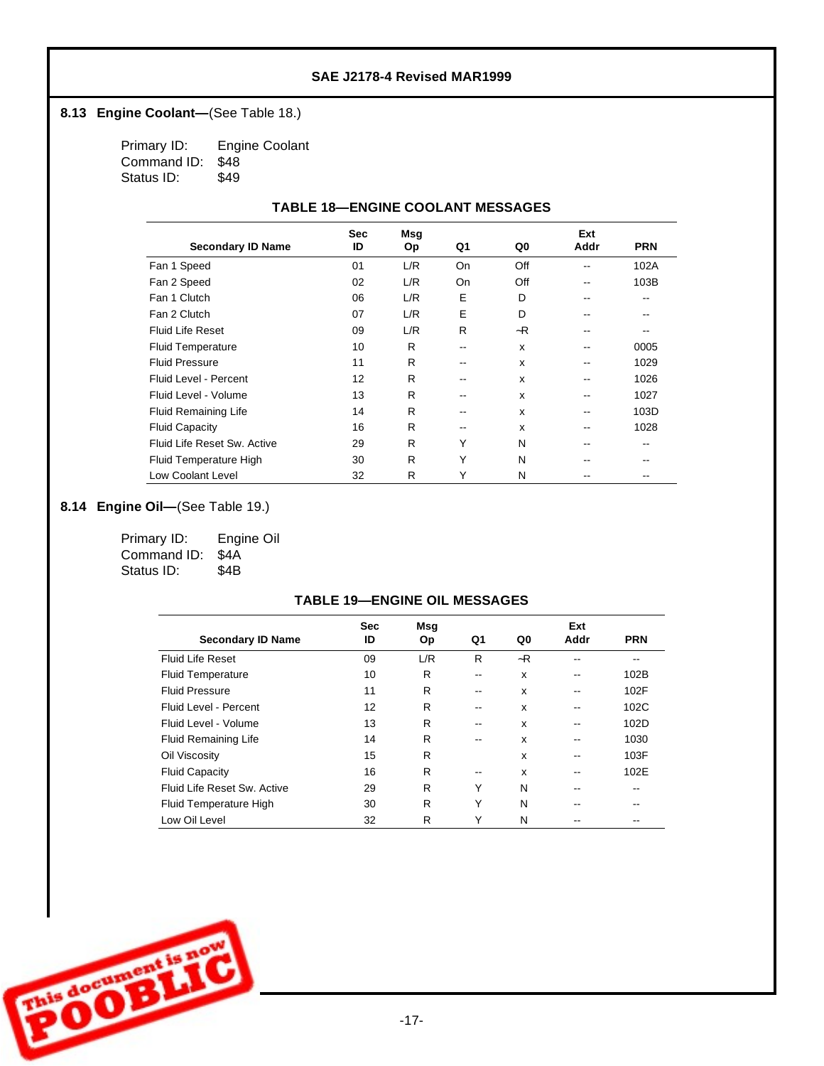## 8.13 Engine Coolant—(See Table 18.)

Primary ID: Engine Coolant
Command ID: $48
Status ID: $49

**TABLE 18—ENGINE COOLANT MESSAGES**

| Secondary ID Name | Sec ID | Msg Op | Q1 | Q0 | Ext Addr | PRN |
|---|---|---|---|---|---|---|
| Fan 1 Speed | 01 | L/R | On | Off | -- | 102A |
| Fan 2 Speed | 02 | L/R | On | Off | -- | 103B |
| Fan 1 Clutch | 06 | L/R | E | D | -- | -- |
| Fan 2 Clutch | 07 | L/R | E | D | -- | -- |
| Fluid Life Reset | 09 | L/R | R | ¬R | -- | -- |
| Fluid Temperature | 10 | R | -- | x | -- | 0005 |
| Fluid Pressure | 11 | R | -- | x | -- | 1029 |
| Fluid Level - Percent | 12 | R | -- | x | -- | 1026 |
| Fluid Level - Volume | 13 | R | -- | x | -- | 1027 |
| Fluid Remaining Life | 14 | R | -- | x | -- | 103D |
| Fluid Capacity | 16 | R | -- | x | -- | 1028 |
| Fluid Life Reset Sw. Active | 29 | R | Y | N | -- | -- |
| Fluid Temperature High | 30 | R | Y | N | -- | -- |
| Low Coolant Level | 32 | R | Y | N | -- | -- |

## 8.14 Engine Oil—(See Table 19.)

Primary ID: Engine Oil
Command ID: $4A
Status ID: $4B

**TABLE 19—ENGINE OIL MESSAGES**

| Secondary ID Name | Sec ID | Msg Op | Q1 | Q0 | Ext Addr | PRN |
|---|---|---|---|---|---|---|
| Fluid Life Reset | 09 | L/R | R | ¬R | -- | -- |
| Fluid Temperature | 10 | R | -- | x | -- | 102B |
| Fluid Pressure | 11 | R | -- | x | -- | 102F |
| Fluid Level - Percent | 12 | R | -- | x | -- | 102C |
| Fluid Level - Volume | 13 | R | -- | x | -- | 102D |
| Fluid Remaining Life | 14 | R | -- | x | -- | 1030 |
| Oil Viscosity | 15 | R | | x | -- | 103F |
| Fluid Capacity | 16 | R | -- | x | -- | 102E |
| Fluid Life Reset Sw. Active | 29 | R | Y | N | -- | -- |
| Fluid Temperature High | 30 | R | Y | N | -- | -- |
| Low Oil Level | 32 | R | Y | N | -- | -- |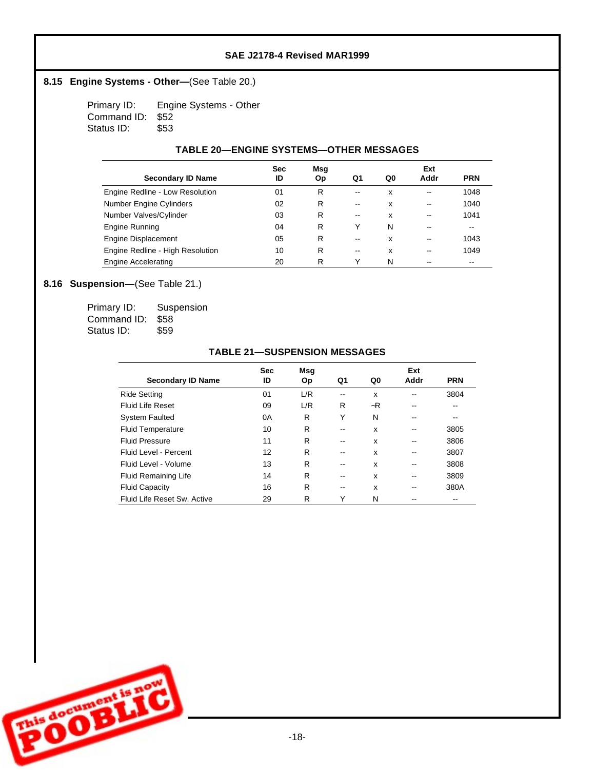## 8.15 Engine Systems - Other—(See Table 20.)

Primary ID: Engine Systems - Other
Command ID: $52
Status ID: $53

**TABLE 20—ENGINE SYSTEMS—OTHER MESSAGES**

| Secondary ID Name | Sec ID | Msg Op | Q1 | Q0 | Ext Addr | PRN |
|---|---|---|---|---|---|---|
| Engine Redline - Low Resolution | 01 | R | -- | x | -- | 1048 |
| Number Engine Cylinders | 02 | R | -- | x | -- | 1040 |
| Number Valves/Cylinder | 03 | R | -- | x | -- | 1041 |
| Engine Running | 04 | R | Y | N | -- | -- |
| Engine Displacement | 05 | R | -- | x | -- | 1043 |
| Engine Redline - High Resolution | 10 | R | -- | x | -- | 1049 |
| Engine Accelerating | 20 | R | Y | N | -- | -- |

## 8.16 Suspension—(See Table 21.)

Primary ID: Suspension
Command ID: $58
Status ID: $59

**TABLE 21—SUSPENSION MESSAGES**

| Secondary ID Name | Sec ID | Msg Op | Q1 | Q0 | Ext Addr | PRN |
|---|---|---|---|---|---|---|
| Ride Setting | 01 | L/R | -- | x | -- | 3804 |
| Fluid Life Reset | 09 | L/R | R | ¬R | -- | -- |
| System Faulted | 0A | R | Y | N | -- | -- |
| Fluid Temperature | 10 | R | -- | x | -- | 3805 |
| Fluid Pressure | 11 | R | -- | x | -- | 3806 |
| Fluid Level - Percent | 12 | R | -- | x | -- | 3807 |
| Fluid Level - Volume | 13 | R | -- | x | -- | 3808 |
| Fluid Remaining Life | 14 | R | -- | x | -- | 3809 |
| Fluid Capacity | 16 | R | -- | x | -- | 380A |
| Fluid Life Reset Sw. Active | 29 | R | Y | N | -- | -- |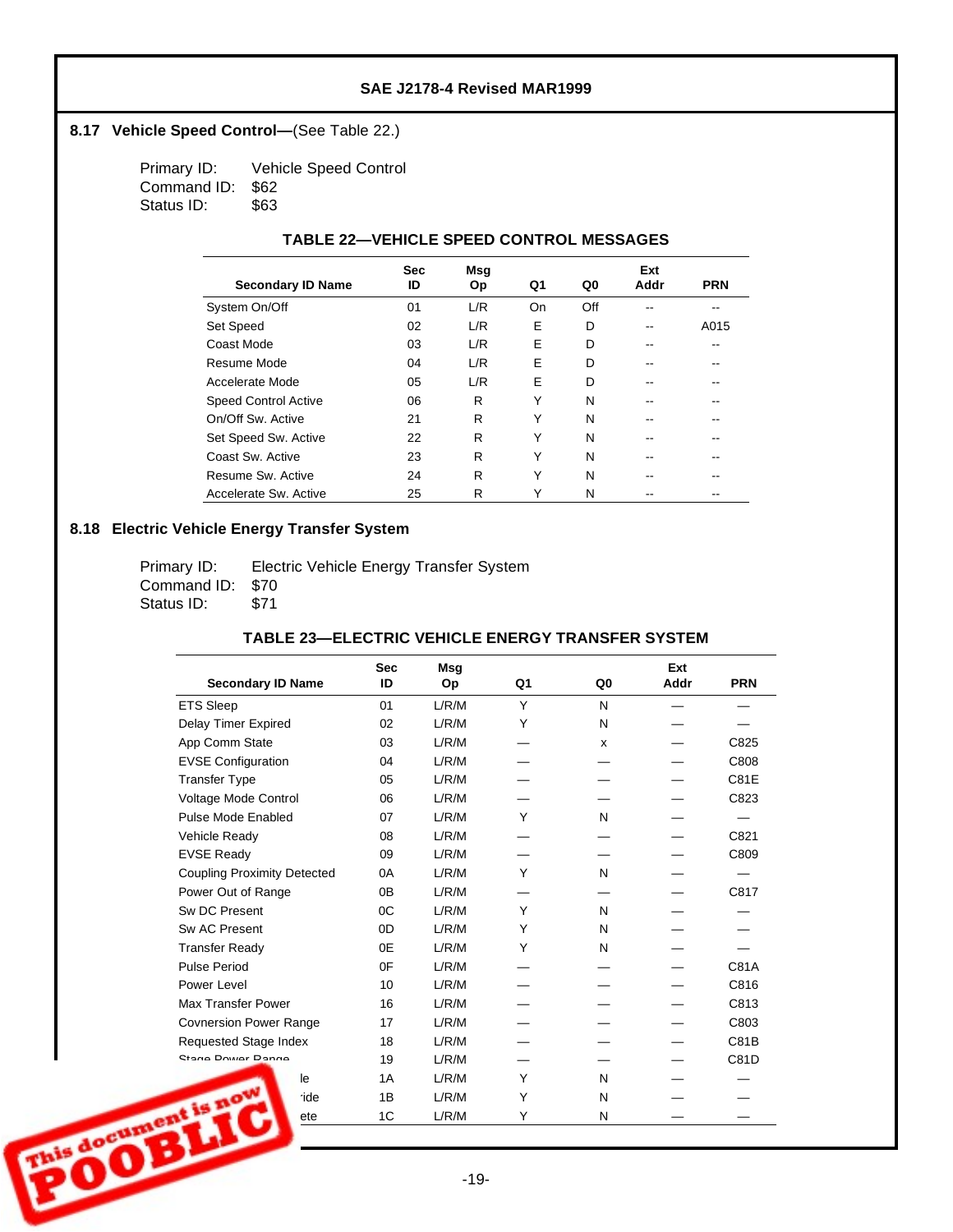## 8.17 Vehicle Speed Control—(See Table 22.)

Primary ID: Vehicle Speed Control
Command ID: $62
Status ID: $63

**TABLE 22—VEHICLE SPEED CONTROL MESSAGES**

| Secondary ID Name | Sec ID | Msg Op | Q1 | Q0 | Ext Addr | PRN |
|---|---|---|---|---|---|---|
| System On/Off | 01 | L/R | On | Off | -- | -- |
| Set Speed | 02 | L/R | E | D | -- | A015 |
| Coast Mode | 03 | L/R | E | D | -- | -- |
| Resume Mode | 04 | L/R | E | D | -- | -- |
| Accelerate Mode | 05 | L/R | E | D | -- | -- |
| Speed Control Active | 06 | R | Y | N | -- | -- |
| On/Off Sw. Active | 21 | R | Y | N | -- | -- |
| Set Speed Sw. Active | 22 | R | Y | N | -- | -- |
| Coast Sw. Active | 23 | R | Y | N | -- | -- |
| Resume Sw. Active | 24 | R | Y | N | -- | -- |
| Accelerate Sw. Active | 25 | R | Y | N | -- | -- |

## 8.18 Electric Vehicle Energy Transfer System

Primary ID: Electric Vehicle Energy Transfer System
Command ID: $70
Status ID: $71

**TABLE 23—ELECTRIC VEHICLE ENERGY TRANSFER SYSTEM**

| Secondary ID Name | Sec ID | Msg Op | Q1 | Q0 | Ext Addr | PRN |
|---|---|---|---|---|---|---|
| ETS Sleep | 01 | L/R/M | Y | N | — | — |
| Delay Timer Expired | 02 | L/R/M | Y | N | — | — |
| App Comm State | 03 | L/R/M | — | x | — | C825 |
| EVSE Configuration | 04 | L/R/M | — | — | — | C808 |
| Transfer Type | 05 | L/R/M | — | — | — | C81E |
| Voltage Mode Control | 06 | L/R/M | — | — | — | C823 |
| Pulse Mode Enabled | 07 | L/R/M | Y | N | — | — |
| Vehicle Ready | 08 | L/R/M | — | — | — | C821 |
| EVSE Ready | 09 | L/R/M | — | — | — | C809 |
| Coupling Proximity Detected | 0A | L/R/M | Y | N | — | — |
| Power Out of Range | 0B | L/R/M | — | — | — | C817 |
| Sw DC Present | 0C | L/R/M | Y | N | — | — |
| Sw AC Present | 0D | L/R/M | Y | N | — | — |
| Transfer Ready | 0E | L/R/M | Y | N | — | — |
| Pulse Period | 0F | L/R/M | — | — | — | C81A |
| Power Level | 10 | L/R/M | — | — | — | C816 |
| Max Transfer Power | 16 | L/R/M | — | — | — | C813 |
| Covnersion Power Range | 17 | L/R/M | — | — | — | C803 |
| Requested Stage Index | 18 | L/R/M | — | — | — | C81B |
| Stage Power Range | 19 | L/R/M | — | — | — | C81D |
| ...le | 1A | L/R/M | Y | N | — | — |
| ...ide | 1B | L/R/M | Y | N | — | — |
| ...ete | 1C | L/R/M | Y | N | — | — |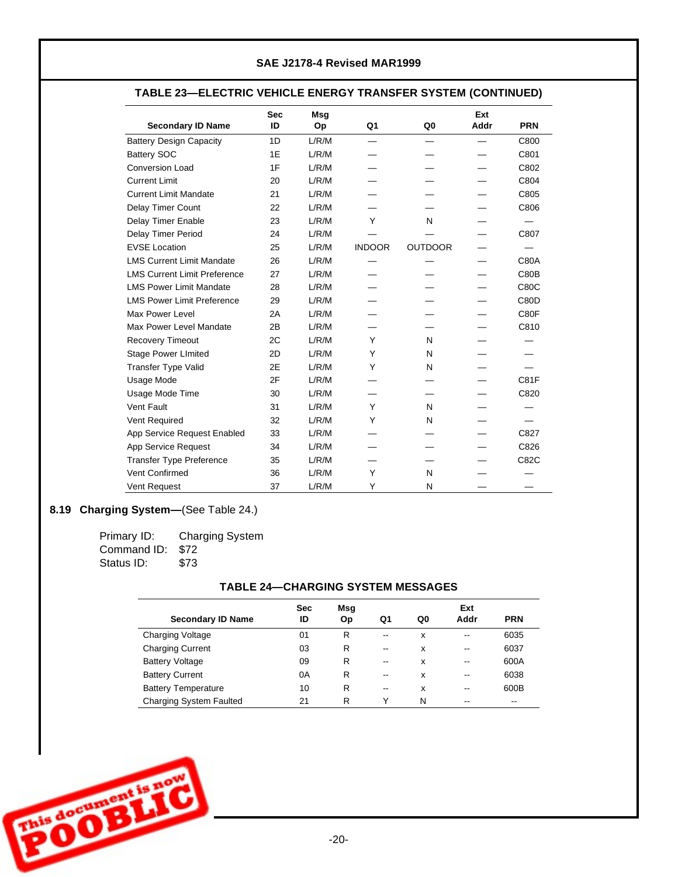**TABLE 23—ELECTRIC VEHICLE ENERGY TRANSFER SYSTEM (CONTINUED)**

| Secondary ID Name | Sec ID | Msg Op | Q1 | Q0 | Ext Addr | PRN |
|---|---|---|---|---|---|---|
| Battery Design Capacity | 1D | L/R/M | — | — | — | C800 |
| Battery SOC | 1E | L/R/M | — | — | — | C801 |
| Conversion Load | 1F | L/R/M | — | — | — | C802 |
| Current Limit | 20 | L/R/M | — | — | — | C804 |
| Current Limit Mandate | 21 | L/R/M | — | — | — | C805 |
| Delay Timer Count | 22 | L/R/M | — | — | — | C806 |
| Delay Timer Enable | 23 | L/R/M | Y | N | — | — |
| Delay Timer Period | 24 | L/R/M | — | — | — | C807 |
| EVSE Location | 25 | L/R/M | INDOOR | OUTDOOR | — | — |
| LMS Current Limit Mandate | 26 | L/R/M | — | — | — | C80A |
| LMS Current Limit Preference | 27 | L/R/M | — | — | — | C80B |
| LMS Power Limit Mandate | 28 | L/R/M | — | — | — | C80C |
| LMS Power Limit Preference | 29 | L/R/M | — | — | — | C80D |
| Max Power Level | 2A | L/R/M | — | — | — | C80F |
| Max Power Level Mandate | 2B | L/R/M | — | — | — | C810 |
| Recovery Timeout | 2C | L/R/M | Y | N | — | — |
| Stage Power LImited | 2D | L/R/M | Y | N | — | — |
| Transfer Type Valid | 2E | L/R/M | Y | N | — | — |
| Usage Mode | 2F | L/R/M | — | — | — | C81F |
| Usage Mode Time | 30 | L/R/M | — | — | — | C820 |
| Vent Fault | 31 | L/R/M | Y | N | — | — |
| Vent Required | 32 | L/R/M | Y | N | — | — |
| App Service Request Enabled | 33 | L/R/M | — | — | — | C827 |
| App Service Request | 34 | L/R/M | — | — | — | C826 |
| Transfer Type Preference | 35 | L/R/M | — | — | — | C82C |
| Vent Confirmed | 36 | L/R/M | Y | N | — | — |
| Vent Request | 37 | L/R/M | Y | N | — | — |

**8.19 Charging System—**(See Table 24.)

Primary ID: Charging System
Command ID: $72
Status ID: $73

**TABLE 24—CHARGING SYSTEM MESSAGES**

| Secondary ID Name | Sec ID | Msg Op | Q1 | Q0 | Ext Addr | PRN |
|---|---|---|---|---|---|---|
| Charging Voltage | 01 | R | -- | x | -- | 6035 |
| Charging Current | 03 | R | -- | x | -- | 6037 |
| Battery Voltage | 09 | R | -- | x | -- | 600A |
| Battery Current | 0A | R | -- | x | -- | 6038 |
| Battery Temperature | 10 | R | -- | x | -- | 600B |
| Charging System Faulted | 21 | R | Y | N | -- | -- |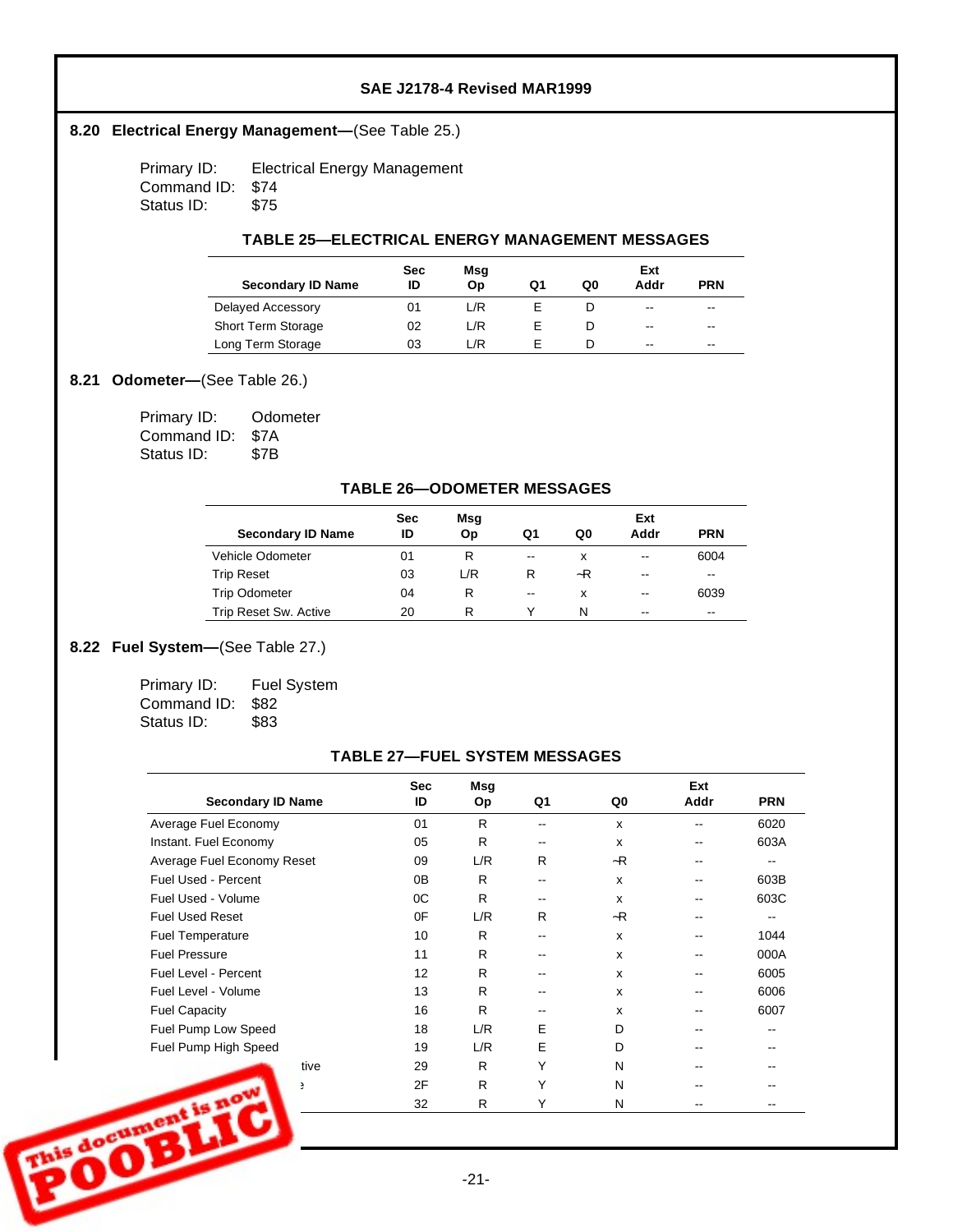## 8.20 Electrical Energy Management—(See Table 25.)

Primary ID: Electrical Energy Management
Command ID: $74
Status ID: $75

**TABLE 25—ELECTRICAL ENERGY MANAGEMENT MESSAGES**

| Secondary ID Name | Sec ID | Msg Op | Q1 | Q0 | Ext Addr | PRN |
|---|---|---|---|---|---|---|
| Delayed Accessory | 01 | L/R | E | D | -- | -- |
| Short Term Storage | 02 | L/R | E | D | -- | -- |
| Long Term Storage | 03 | L/R | E | D | -- | -- |

## 8.21 Odometer—(See Table 26.)

Primary ID: Odometer
Command ID: $7A
Status ID: $7B

**TABLE 26—ODOMETER MESSAGES**

| Secondary ID Name | Sec ID | Msg Op | Q1 | Q0 | Ext Addr | PRN |
|---|---|---|---|---|---|---|
| Vehicle Odometer | 01 | R | -- | x | -- | 6004 |
| Trip Reset | 03 | L/R | R | ¬R | -- | -- |
| Trip Odometer | 04 | R | -- | x | -- | 6039 |
| Trip Reset Sw. Active | 20 | R | Y | N | -- | -- |

## 8.22 Fuel System—(See Table 27.)

Primary ID: Fuel System
Command ID: $82
Status ID: $83

**TABLE 27—FUEL SYSTEM MESSAGES**

| Secondary ID Name | Sec ID | Msg Op | Q1 | Q0 | Ext Addr | PRN |
|---|---|---|---|---|---|---|
| Average Fuel Economy | 01 | R | -- | x | -- | 6020 |
| Instant. Fuel Economy | 05 | R | -- | x | -- | 603A |
| Average Fuel Economy Reset | 09 | L/R | R | ¬R | -- | -- |
| Fuel Used - Percent | 0B | R | -- | x | -- | 603B |
| Fuel Used - Volume | 0C | R | -- | x | -- | 603C |
| Fuel Used Reset | 0F | L/R | R | ¬R | -- | -- |
| Fuel Temperature | 10 | R | -- | x | -- | 1044 |
| Fuel Pressure | 11 | R | -- | x | -- | 000A |
| Fuel Level - Percent | 12 | R | -- | x | -- | 6005 |
| Fuel Level - Volume | 13 | R | -- | x | -- | 6006 |
| Fuel Capacity | 16 | R | -- | x | -- | 6007 |
| Fuel Pump Low Speed | 18 | L/R | E | D | -- | -- |
| Fuel Pump High Speed | 19 | L/R | E | D | -- | -- |
| ...tive | 29 | R | Y | N | -- | -- |
| ...e | 2F | R | Y | N | -- | -- |
| | 32 | R | Y | N | -- | -- |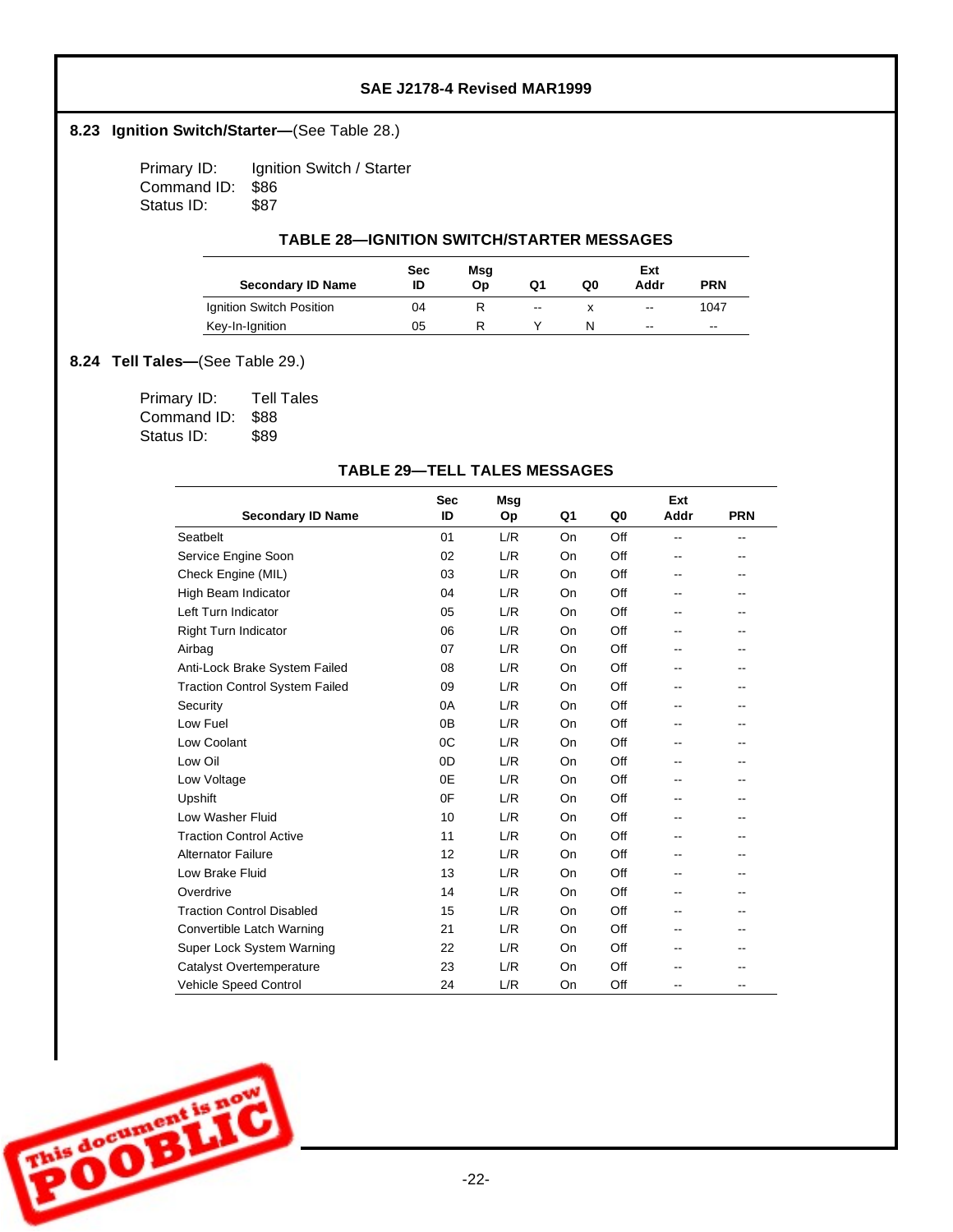## 8.23 Ignition Switch/Starter—(See Table 28.)

Primary ID: Ignition Switch / Starter
Command ID: $86
Status ID: $87

**TABLE 28—IGNITION SWITCH/STARTER MESSAGES**

| Secondary ID Name | Sec ID | Msg Op | Q1 | Q0 | Ext Addr | PRN |
|---|---|---|---|---|---|---|
| Ignition Switch Position | 04 | R | -- | x | -- | 1047 |
| Key-In-Ignition | 05 | R | Y | N | -- | -- |

## 8.24 Tell Tales—(See Table 29.)

Primary ID: Tell Tales
Command ID: $88
Status ID: $89

**TABLE 29—TELL TALES MESSAGES**

| Secondary ID Name | Sec ID | Msg Op | Q1 | Q0 | Ext Addr | PRN |
|---|---|---|---|---|---|---|
| Seatbelt | 01 | L/R | On | Off | -- | -- |
| Service Engine Soon | 02 | L/R | On | Off | -- | -- |
| Check Engine (MIL) | 03 | L/R | On | Off | -- | -- |
| High Beam Indicator | 04 | L/R | On | Off | -- | -- |
| Left Turn Indicator | 05 | L/R | On | Off | -- | -- |
| Right Turn Indicator | 06 | L/R | On | Off | -- | -- |
| Airbag | 07 | L/R | On | Off | -- | -- |
| Anti-Lock Brake System Failed | 08 | L/R | On | Off | -- | -- |
| Traction Control System Failed | 09 | L/R | On | Off | -- | -- |
| Security | 0A | L/R | On | Off | -- | -- |
| Low Fuel | 0B | L/R | On | Off | -- | -- |
| Low Coolant | 0C | L/R | On | Off | -- | -- |
| Low Oil | 0D | L/R | On | Off | -- | -- |
| Low Voltage | 0E | L/R | On | Off | -- | -- |
| Upshift | 0F | L/R | On | Off | -- | -- |
| Low Washer Fluid | 10 | L/R | On | Off | -- | -- |
| Traction Control Active | 11 | L/R | On | Off | -- | -- |
| Alternator Failure | 12 | L/R | On | Off | -- | -- |
| Low Brake Fluid | 13 | L/R | On | Off | -- | -- |
| Overdrive | 14 | L/R | On | Off | -- | -- |
| Traction Control Disabled | 15 | L/R | On | Off | -- | -- |
| Convertible Latch Warning | 21 | L/R | On | Off | -- | -- |
| Super Lock System Warning | 22 | L/R | On | Off | -- | -- |
| Catalyst Overtemperature | 23 | L/R | On | Off | -- | -- |
| Vehicle Speed Control | 24 | L/R | On | Off | -- | -- |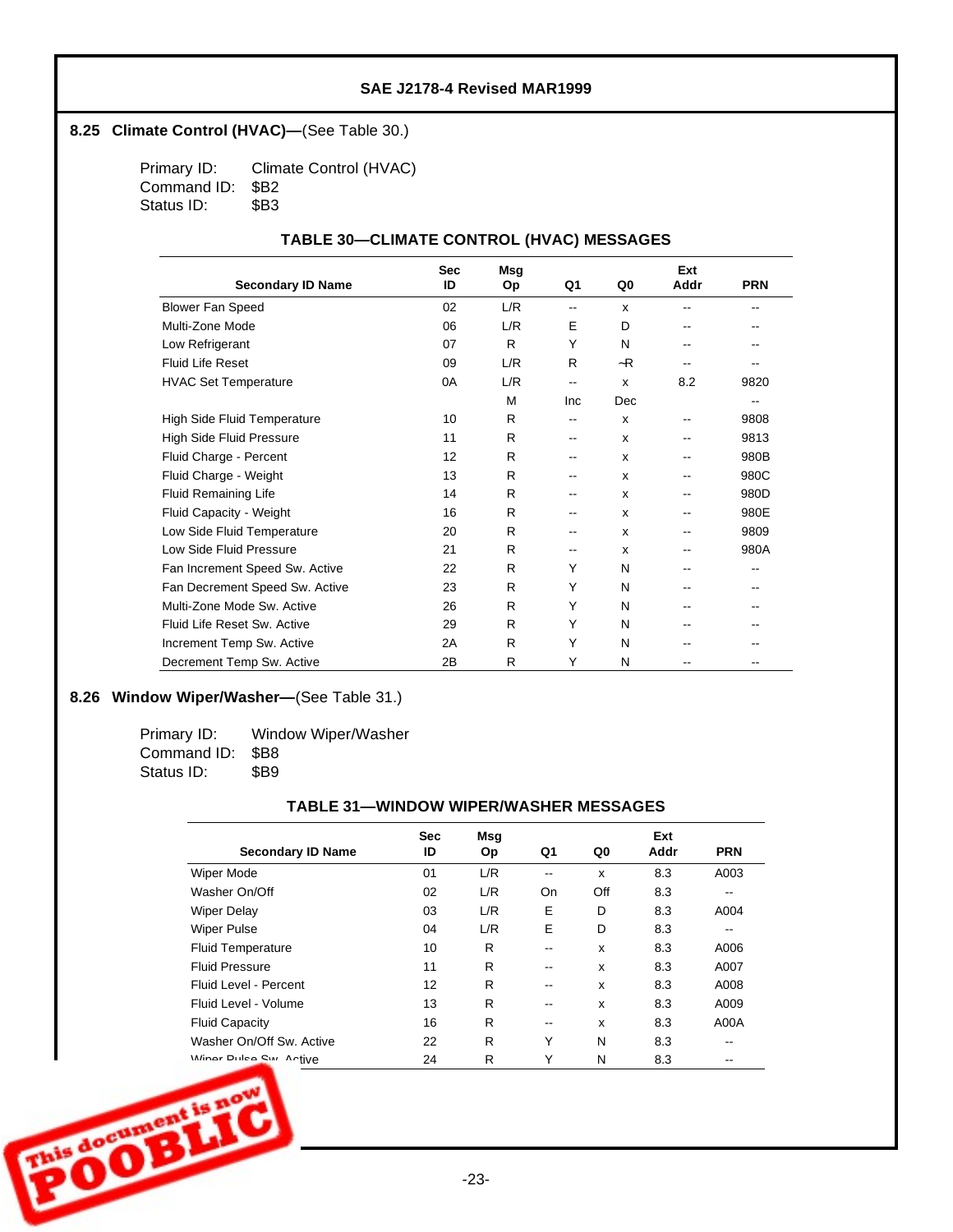## 8.25 Climate Control (HVAC)—(See Table 30.)

Primary ID: Climate Control (HVAC)
Command ID: $B2
Status ID: $B3

**TABLE 30—CLIMATE CONTROL (HVAC) MESSAGES**

| Secondary ID Name | Sec ID | Msg Op | Q1 | Q0 | Ext Addr | PRN |
|---|---|---|---|---|---|---|
| Blower Fan Speed | 02 | L/R | -- | x | -- | -- |
| Multi-Zone Mode | 06 | L/R | E | D | -- | -- |
| Low Refrigerant | 07 | R | Y | N | -- | -- |
| Fluid Life Reset | 09 | L/R | R | ¬R | -- | -- |
| HVAC Set Temperature | 0A | L/R | -- | x | 8.2 | 9820 |
| | | M | Inc | Dec | | -- |
| High Side Fluid Temperature | 10 | R | -- | x | -- | 9808 |
| High Side Fluid Pressure | 11 | R | -- | x | -- | 9813 |
| Fluid Charge - Percent | 12 | R | -- | x | -- | 980B |
| Fluid Charge - Weight | 13 | R | -- | x | -- | 980C |
| Fluid Remaining Life | 14 | R | -- | x | -- | 980D |
| Fluid Capacity - Weight | 16 | R | -- | x | -- | 980E |
| Low Side Fluid Temperature | 20 | R | -- | x | -- | 9809 |
| Low Side Fluid Pressure | 21 | R | -- | x | -- | 980A |
| Fan Increment Speed Sw. Active | 22 | R | Y | N | -- | -- |
| Fan Decrement Speed Sw. Active | 23 | R | Y | N | -- | -- |
| Multi-Zone Mode Sw. Active | 26 | R | Y | N | -- | -- |
| Fluid Life Reset Sw. Active | 29 | R | Y | N | -- | -- |
| Increment Temp Sw. Active | 2A | R | Y | N | -- | -- |
| Decrement Temp Sw. Active | 2B | R | Y | N | -- | -- |

## 8.26 Window Wiper/Washer—(See Table 31.)

Primary ID: Window Wiper/Washer
Command ID: $B8
Status ID: $B9

**TABLE 31—WINDOW WIPER/WASHER MESSAGES**

| Secondary ID Name | Sec ID | Msg Op | Q1 | Q0 | Ext Addr | PRN |
|---|---|---|---|---|---|---|
| Wiper Mode | 01 | L/R | -- | x | 8.3 | A003 |
| Washer On/Off | 02 | L/R | On | Off | 8.3 | -- |
| Wiper Delay | 03 | L/R | E | D | 8.3 | A004 |
| Wiper Pulse | 04 | L/R | E | D | 8.3 | -- |
| Fluid Temperature | 10 | R | -- | x | 8.3 | A006 |
| Fluid Pressure | 11 | R | -- | x | 8.3 | A007 |
| Fluid Level - Percent | 12 | R | -- | x | 8.3 | A008 |
| Fluid Level - Volume | 13 | R | -- | x | 8.3 | A009 |
| Fluid Capacity | 16 | R | -- | x | 8.3 | A00A |
| Washer On/Off Sw. Active | 22 | R | Y | N | 8.3 | -- |
| Wiper Pulse Sw. Active | 24 | R | Y | N | 8.3 | -- |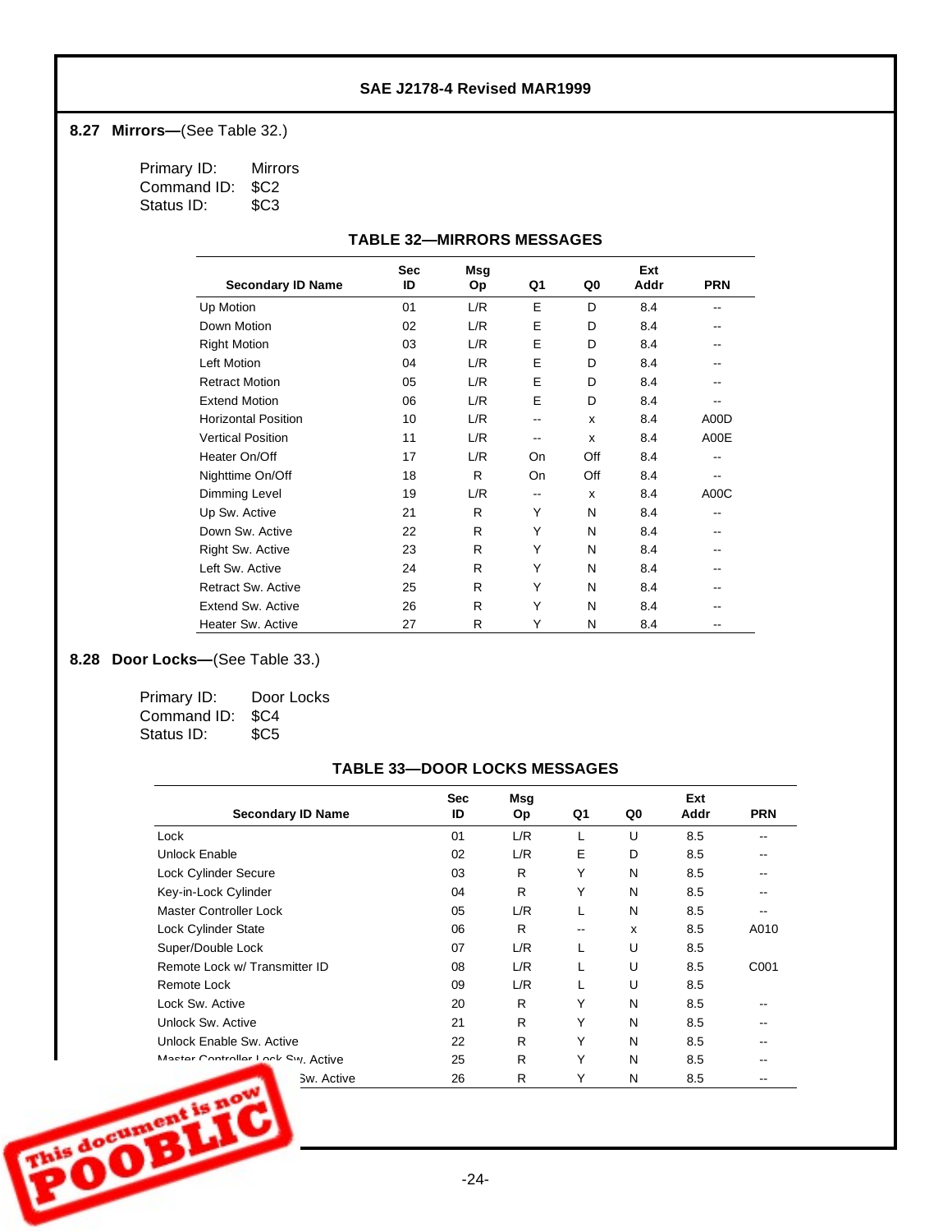## 8.27 Mirrors—(See Table 32.)

Primary ID: Mirrors
Command ID: $C2
Status ID: $C3

**TABLE 32—MIRRORS MESSAGES**

| Secondary ID Name | Sec ID | Msg Op | Q1 | Q0 | Ext Addr | PRN |
|---|---|---|---|---|---|---|
| Up Motion | 01 | L/R | E | D | 8.4 | -- |
| Down Motion | 02 | L/R | E | D | 8.4 | -- |
| Right Motion | 03 | L/R | E | D | 8.4 | -- |
| Left Motion | 04 | L/R | E | D | 8.4 | -- |
| Retract Motion | 05 | L/R | E | D | 8.4 | -- |
| Extend Motion | 06 | L/R | E | D | 8.4 | -- |
| Horizontal Position | 10 | L/R | -- | x | 8.4 | A00D |
| Vertical Position | 11 | L/R | -- | x | 8.4 | A00E |
| Heater On/Off | 17 | L/R | On | Off | 8.4 | -- |
| Nighttime On/Off | 18 | R | On | Off | 8.4 | -- |
| Dimming Level | 19 | L/R | -- | x | 8.4 | A00C |
| Up Sw. Active | 21 | R | Y | N | 8.4 | -- |
| Down Sw. Active | 22 | R | Y | N | 8.4 | -- |
| Right Sw. Active | 23 | R | Y | N | 8.4 | -- |
| Left Sw. Active | 24 | R | Y | N | 8.4 | -- |
| Retract Sw. Active | 25 | R | Y | N | 8.4 | -- |
| Extend Sw. Active | 26 | R | Y | N | 8.4 | -- |
| Heater Sw. Active | 27 | R | Y | N | 8.4 | -- |

## 8.28 Door Locks—(See Table 33.)

Primary ID: Door Locks
Command ID: $C4
Status ID: $C5

**TABLE 33—DOOR LOCKS MESSAGES**

| Secondary ID Name | Sec ID | Msg Op | Q1 | Q0 | Ext Addr | PRN |
|---|---|---|---|---|---|---|
| Lock | 01 | L/R | L | U | 8.5 | -- |
| Unlock Enable | 02 | L/R | E | D | 8.5 | -- |
| Lock Cylinder Secure | 03 | R | Y | N | 8.5 | -- |
| Key-in-Lock Cylinder | 04 | R | Y | N | 8.5 | -- |
| Master Controller Lock | 05 | L/R | L | N | 8.5 | -- |
| Lock Cylinder State | 06 | R | -- | x | 8.5 | A010 |
| Super/Double Lock | 07 | L/R | L | U | 8.5 | |
| Remote Lock w/ Transmitter ID | 08 | L/R | L | U | 8.5 | C001 |
| Remote Lock | 09 | L/R | L | U | 8.5 | |
| Lock Sw. Active | 20 | R | Y | N | 8.5 | -- |
| Unlock Sw. Active | 21 | R | Y | N | 8.5 | -- |
| Unlock Enable Sw. Active | 22 | R | Y | N | 8.5 | -- |
| Master Controller Lock Sw. Active | 25 | R | Y | N | 8.5 | -- |
| ... Sw. Active | 26 | R | Y | N | 8.5 | -- |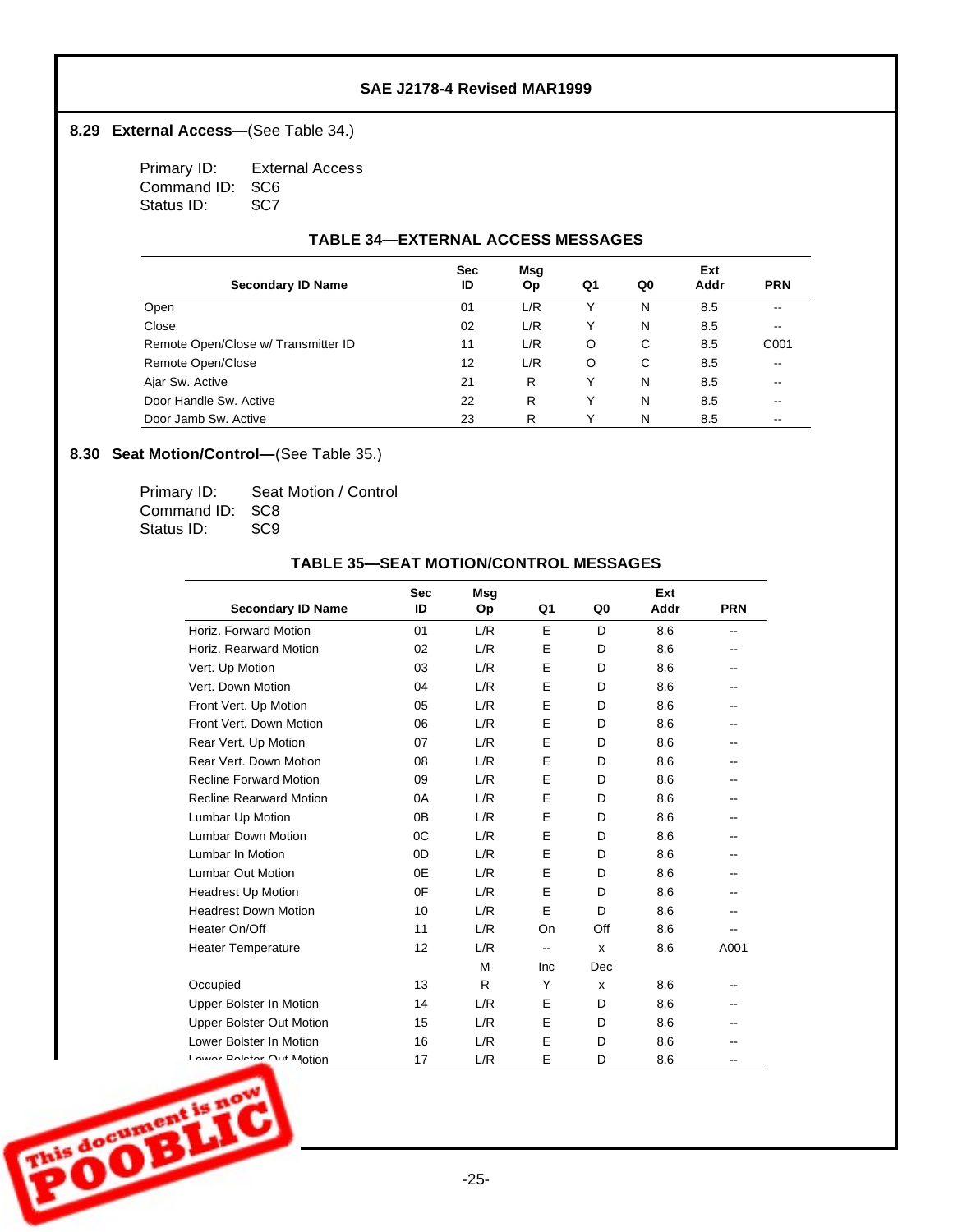## 8.29 External Access—(See Table 34.)

Primary ID: External Access
Command ID: $C6
Status ID: $C7

**TABLE 34—EXTERNAL ACCESS MESSAGES**

| Secondary ID Name | Sec ID | Msg Op | Q1 | Q0 | Ext Addr | PRN |
|---|---|---|---|---|---|---|
| Open | 01 | L/R | Y | N | 8.5 | -- |
| Close | 02 | L/R | Y | N | 8.5 | -- |
| Remote Open/Close w/ Transmitter ID | 11 | L/R | O | C | 8.5 | C001 |
| Remote Open/Close | 12 | L/R | O | C | 8.5 | -- |
| Ajar Sw. Active | 21 | R | Y | N | 8.5 | -- |
| Door Handle Sw. Active | 22 | R | Y | N | 8.5 | -- |
| Door Jamb Sw. Active | 23 | R | Y | N | 8.5 | -- |

## 8.30 Seat Motion/Control—(See Table 35.)

Primary ID: Seat Motion / Control
Command ID: $C8
Status ID: $C9

**TABLE 35—SEAT MOTION/CONTROL MESSAGES**

| Secondary ID Name | Sec ID | Msg Op | Q1 | Q0 | Ext Addr | PRN |
|---|---|---|---|---|---|---|
| Horiz. Forward Motion | 01 | L/R | E | D | 8.6 | -- |
| Horiz. Rearward Motion | 02 | L/R | E | D | 8.6 | -- |
| Vert. Up Motion | 03 | L/R | E | D | 8.6 | -- |
| Vert. Down Motion | 04 | L/R | E | D | 8.6 | -- |
| Front Vert. Up Motion | 05 | L/R | E | D | 8.6 | -- |
| Front Vert. Down Motion | 06 | L/R | E | D | 8.6 | -- |
| Rear Vert. Up Motion | 07 | L/R | E | D | 8.6 | -- |
| Rear Vert. Down Motion | 08 | L/R | E | D | 8.6 | -- |
| Recline Forward Motion | 09 | L/R | E | D | 8.6 | -- |
| Recline Rearward Motion | 0A | L/R | E | D | 8.6 | -- |
| Lumbar Up Motion | 0B | L/R | E | D | 8.6 | -- |
| Lumbar Down Motion | 0C | L/R | E | D | 8.6 | -- |
| Lumbar In Motion | 0D | L/R | E | D | 8.6 | -- |
| Lumbar Out Motion | 0E | L/R | E | D | 8.6 | -- |
| Headrest Up Motion | 0F | L/R | E | D | 8.6 | -- |
| Headrest Down Motion | 10 | L/R | E | D | 8.6 | -- |
| Heater On/Off | 11 | L/R | On | Off | 8.6 | -- |
| Heater Temperature | 12 | L/R | -- | x | 8.6 | A001 |
| | | M | Inc | Dec | | |
| Occupied | 13 | R | Y | x | 8.6 | -- |
| Upper Bolster In Motion | 14 | L/R | E | D | 8.6 | -- |
| Upper Bolster Out Motion | 15 | L/R | E | D | 8.6 | -- |
| Lower Bolster In Motion | 16 | L/R | E | D | 8.6 | -- |
| Lower Bolster Out Motion | 17 | L/R | E | D | 8.6 | -- |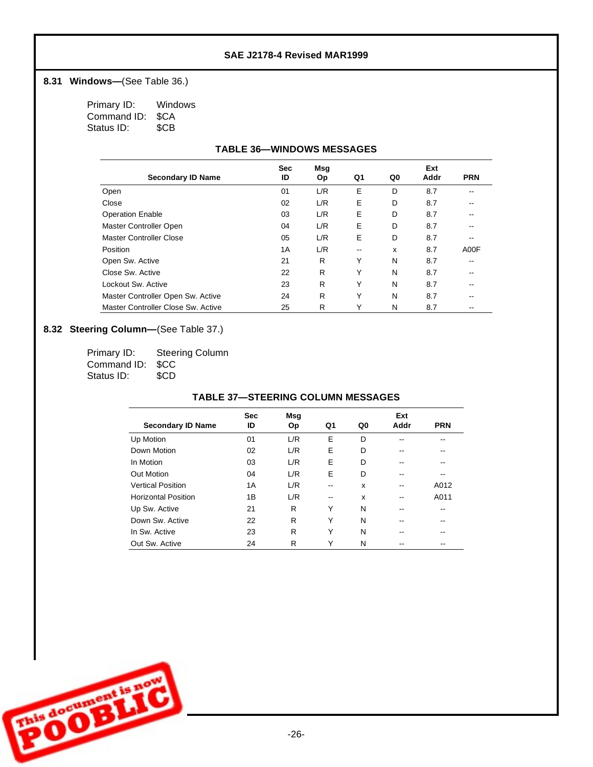## 8.31 Windows—(See Table 36.)

Primary ID: Windows
Command ID: $CA
Status ID: $CB

**TABLE 36—WINDOWS MESSAGES**

| Secondary ID Name | Sec ID | Msg Op | Q1 | Q0 | Ext Addr | PRN |
|---|---|---|---|---|---|---|
| Open | 01 | L/R | E | D | 8.7 | -- |
| Close | 02 | L/R | E | D | 8.7 | -- |
| Operation Enable | 03 | L/R | E | D | 8.7 | -- |
| Master Controller Open | 04 | L/R | E | D | 8.7 | -- |
| Master Controller Close | 05 | L/R | E | D | 8.7 | -- |
| Position | 1A | L/R | -- | x | 8.7 | A00F |
| Open Sw. Active | 21 | R | Y | N | 8.7 | -- |
| Close Sw. Active | 22 | R | Y | N | 8.7 | -- |
| Lockout Sw. Active | 23 | R | Y | N | 8.7 | -- |
| Master Controller Open Sw. Active | 24 | R | Y | N | 8.7 | -- |
| Master Controller Close Sw. Active | 25 | R | Y | N | 8.7 | -- |

## 8.32 Steering Column—(See Table 37.)

Primary ID: Steering Column
Command ID: $CC
Status ID: $CD

**TABLE 37—STEERING COLUMN MESSAGES**

| Secondary ID Name | Sec ID | Msg Op | Q1 | Q0 | Ext Addr | PRN |
|---|---|---|---|---|---|---|
| Up Motion | 01 | L/R | E | D | -- | -- |
| Down Motion | 02 | L/R | E | D | -- | -- |
| In Motion | 03 | L/R | E | D | -- | -- |
| Out Motion | 04 | L/R | E | D | -- | -- |
| Vertical Position | 1A | L/R | -- | x | -- | A012 |
| Horizontal Position | 1B | L/R | -- | x | -- | A011 |
| Up Sw. Active | 21 | R | Y | N | -- | -- |
| Down Sw. Active | 22 | R | Y | N | -- | -- |
| In Sw. Active | 23 | R | Y | N | -- | -- |
| Out Sw. Active | 24 | R | Y | N | -- | -- |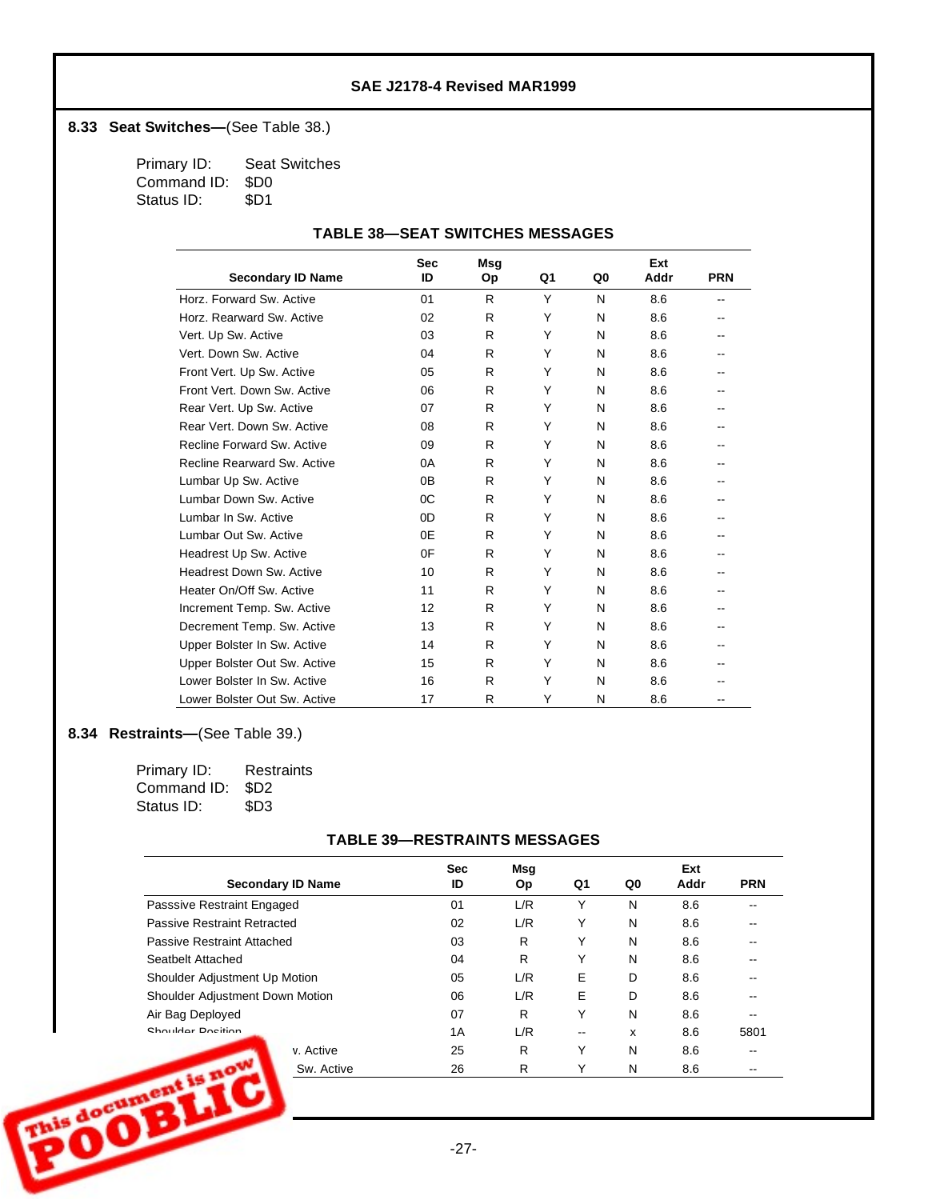## 8.33 Seat Switches—(See Table 38.)

Primary ID: Seat Switches
Command ID: $D0
Status ID: $D1

**TABLE 38—SEAT SWITCHES MESSAGES**

| Secondary ID Name | Sec ID | Msg Op | Q1 | Q0 | Ext Addr | PRN |
|---|---|---|---|---|---|---|
| Horz. Forward Sw. Active | 01 | R | Y | N | 8.6 | -- |
| Horz. Rearward Sw. Active | 02 | R | Y | N | 8.6 | -- |
| Vert. Up Sw. Active | 03 | R | Y | N | 8.6 | -- |
| Vert. Down Sw. Active | 04 | R | Y | N | 8.6 | -- |
| Front Vert. Up Sw. Active | 05 | R | Y | N | 8.6 | -- |
| Front Vert. Down Sw. Active | 06 | R | Y | N | 8.6 | -- |
| Rear Vert. Up Sw. Active | 07 | R | Y | N | 8.6 | -- |
| Rear Vert. Down Sw. Active | 08 | R | Y | N | 8.6 | -- |
| Recline Forward Sw. Active | 09 | R | Y | N | 8.6 | -- |
| Recline Rearward Sw. Active | 0A | R | Y | N | 8.6 | -- |
| Lumbar Up Sw. Active | 0B | R | Y | N | 8.6 | -- |
| Lumbar Down Sw. Active | 0C | R | Y | N | 8.6 | -- |
| Lumbar In Sw. Active | 0D | R | Y | N | 8.6 | -- |
| Lumbar Out Sw. Active | 0E | R | Y | N | 8.6 | -- |
| Headrest Up Sw. Active | 0F | R | Y | N | 8.6 | -- |
| Headrest Down Sw. Active | 10 | R | Y | N | 8.6 | -- |
| Heater On/Off Sw. Active | 11 | R | Y | N | 8.6 | -- |
| Increment Temp. Sw. Active | 12 | R | Y | N | 8.6 | -- |
| Decrement Temp. Sw. Active | 13 | R | Y | N | 8.6 | -- |
| Upper Bolster In Sw. Active | 14 | R | Y | N | 8.6 | -- |
| Upper Bolster Out Sw. Active | 15 | R | Y | N | 8.6 | -- |
| Lower Bolster In Sw. Active | 16 | R | Y | N | 8.6 | -- |
| Lower Bolster Out Sw. Active | 17 | R | Y | N | 8.6 | -- |

## 8.34 Restraints—(See Table 39.)

Primary ID: Restraints
Command ID: $D2
Status ID: $D3

**TABLE 39—RESTRAINTS MESSAGES**

| Secondary ID Name | Sec ID | Msg Op | Q1 | Q0 | Ext Addr | PRN |
|---|---|---|---|---|---|---|
| Passsive Restraint Engaged | 01 | L/R | Y | N | 8.6 | -- |
| Passive Restraint Retracted | 02 | L/R | Y | N | 8.6 | -- |
| Passive Restraint Attached | 03 | R | Y | N | 8.6 | -- |
| Seatbelt Attached | 04 | R | Y | N | 8.6 | -- |
| Shoulder Adjustment Up Motion | 05 | L/R | E | D | 8.6 | -- |
| Shoulder Adjustment Down Motion | 06 | L/R | E | D | 8.6 | -- |
| Air Bag Deployed | 07 | R | Y | N | 8.6 | -- |
| Shoulder Position | 1A | L/R | -- | x | 8.6 | 5801 |
| ...v. Active | 25 | R | Y | N | 8.6 | -- |
| ...Sw. Active | 26 | R | Y | N | 8.6 | -- |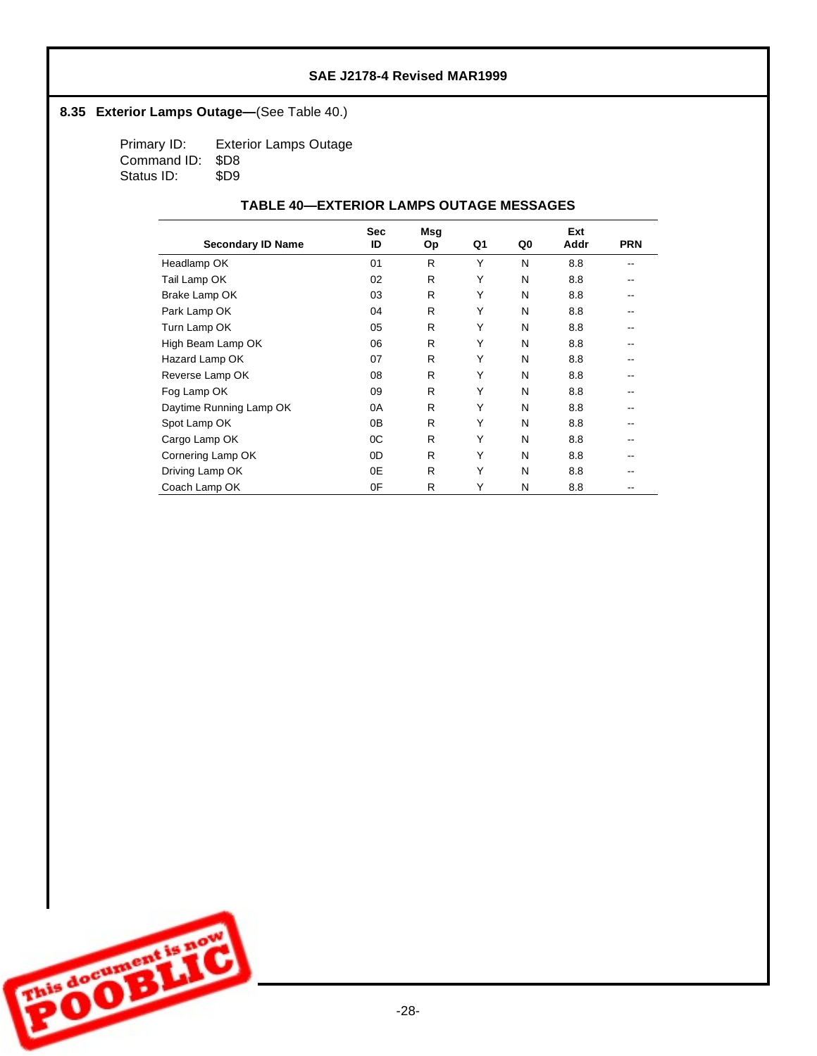## 8.35 Exterior Lamps Outage—(See Table 40.)

Primary ID: Exterior Lamps Outage
Command ID: $D8
Status ID: $D9

**TABLE 40—EXTERIOR LAMPS OUTAGE MESSAGES**

| Secondary ID Name | Sec ID | Msg Op | Q1 | Q0 | Ext Addr | PRN |
|---|---|---|---|---|---|---|
| Headlamp OK | 01 | R | Y | N | 8.8 | -- |
| Tail Lamp OK | 02 | R | Y | N | 8.8 | -- |
| Brake Lamp OK | 03 | R | Y | N | 8.8 | -- |
| Park Lamp OK | 04 | R | Y | N | 8.8 | -- |
| Turn Lamp OK | 05 | R | Y | N | 8.8 | -- |
| High Beam Lamp OK | 06 | R | Y | N | 8.8 | -- |
| Hazard Lamp OK | 07 | R | Y | N | 8.8 | -- |
| Reverse Lamp OK | 08 | R | Y | N | 8.8 | -- |
| Fog Lamp OK | 09 | R | Y | N | 8.8 | -- |
| Daytime Running Lamp OK | 0A | R | Y | N | 8.8 | -- |
| Spot Lamp OK | 0B | R | Y | N | 8.8 | -- |
| Cargo Lamp OK | 0C | R | Y | N | 8.8 | -- |
| Cornering Lamp OK | 0D | R | Y | N | 8.8 | -- |
| Driving Lamp OK | 0E | R | Y | N | 8.8 | -- |
| Coach Lamp OK | 0F | R | Y | N | 8.8 | -- |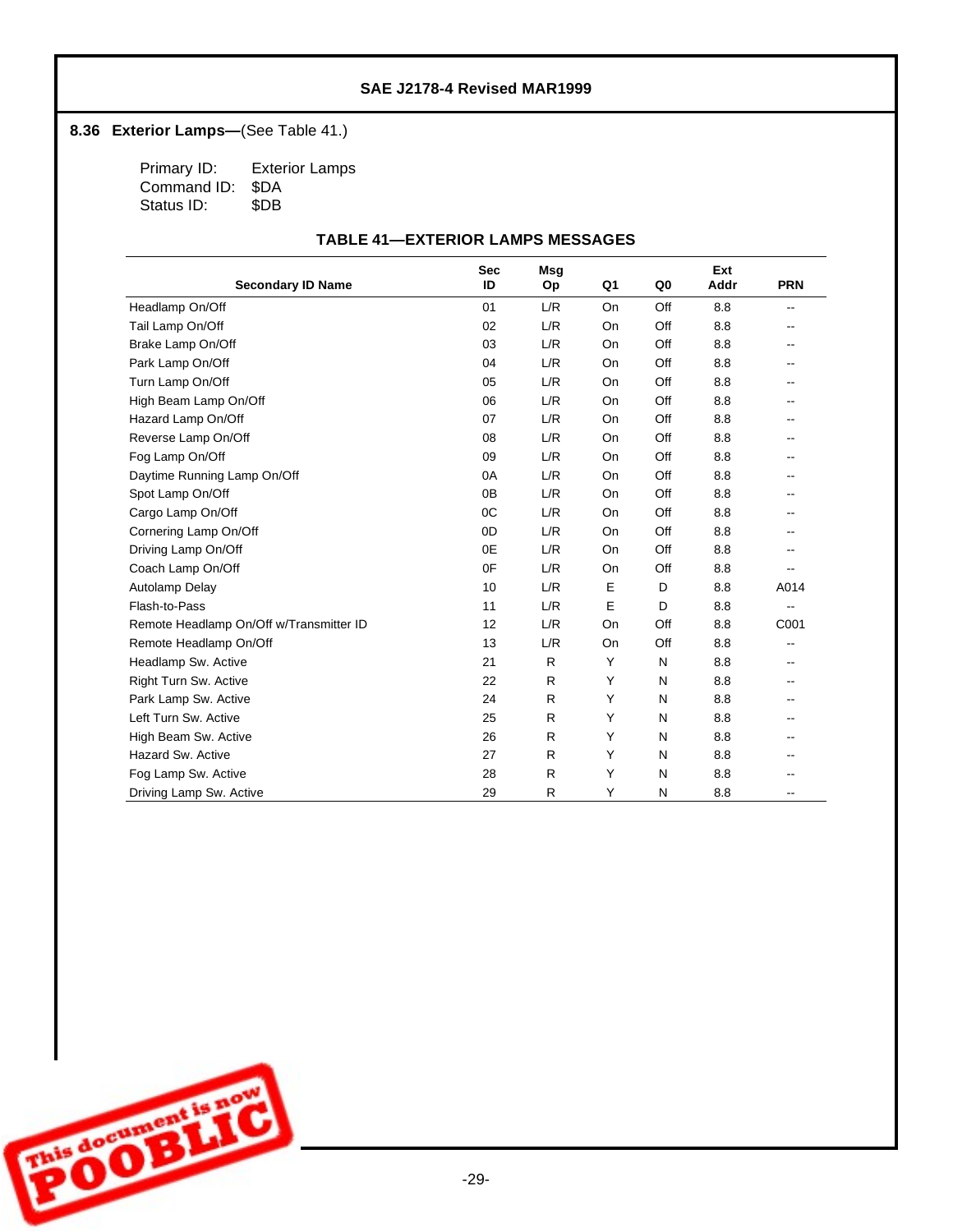## 8.36 Exterior Lamps—(See Table 41.)

Primary ID: Exterior Lamps
Command ID: $DA
Status ID: $DB

**TABLE 41—EXTERIOR LAMPS MESSAGES**

| Secondary ID Name | Sec ID | Msg Op | Q1 | Q0 | Ext Addr | PRN |
|---|---|---|---|---|---|---|
| Headlamp On/Off | 01 | L/R | On | Off | 8.8 | -- |
| Tail Lamp On/Off | 02 | L/R | On | Off | 8.8 | -- |
| Brake Lamp On/Off | 03 | L/R | On | Off | 8.8 | -- |
| Park Lamp On/Off | 04 | L/R | On | Off | 8.8 | -- |
| Turn Lamp On/Off | 05 | L/R | On | Off | 8.8 | -- |
| High Beam Lamp On/Off | 06 | L/R | On | Off | 8.8 | -- |
| Hazard Lamp On/Off | 07 | L/R | On | Off | 8.8 | -- |
| Reverse Lamp On/Off | 08 | L/R | On | Off | 8.8 | -- |
| Fog Lamp On/Off | 09 | L/R | On | Off | 8.8 | -- |
| Daytime Running Lamp On/Off | 0A | L/R | On | Off | 8.8 | -- |
| Spot Lamp On/Off | 0B | L/R | On | Off | 8.8 | -- |
| Cargo Lamp On/Off | 0C | L/R | On | Off | 8.8 | -- |
| Cornering Lamp On/Off | 0D | L/R | On | Off | 8.8 | -- |
| Driving Lamp On/Off | 0E | L/R | On | Off | 8.8 | -- |
| Coach Lamp On/Off | 0F | L/R | On | Off | 8.8 | -- |
| Autolamp Delay | 10 | L/R | E | D | 8.8 | A014 |
| Flash-to-Pass | 11 | L/R | E | D | 8.8 | -- |
| Remote Headlamp On/Off w/Transmitter ID | 12 | L/R | On | Off | 8.8 | C001 |
| Remote Headlamp On/Off | 13 | L/R | On | Off | 8.8 | -- |
| Headlamp Sw. Active | 21 | R | Y | N | 8.8 | -- |
| Right Turn Sw. Active | 22 | R | Y | N | 8.8 | -- |
| Park Lamp Sw. Active | 24 | R | Y | N | 8.8 | -- |
| Left Turn Sw. Active | 25 | R | Y | N | 8.8 | -- |
| High Beam Sw. Active | 26 | R | Y | N | 8.8 | -- |
| Hazard Sw. Active | 27 | R | Y | N | 8.8 | -- |
| Fog Lamp Sw. Active | 28 | R | Y | N | 8.8 | -- |
| Driving Lamp Sw. Active | 29 | R | Y | N | 8.8 | -- |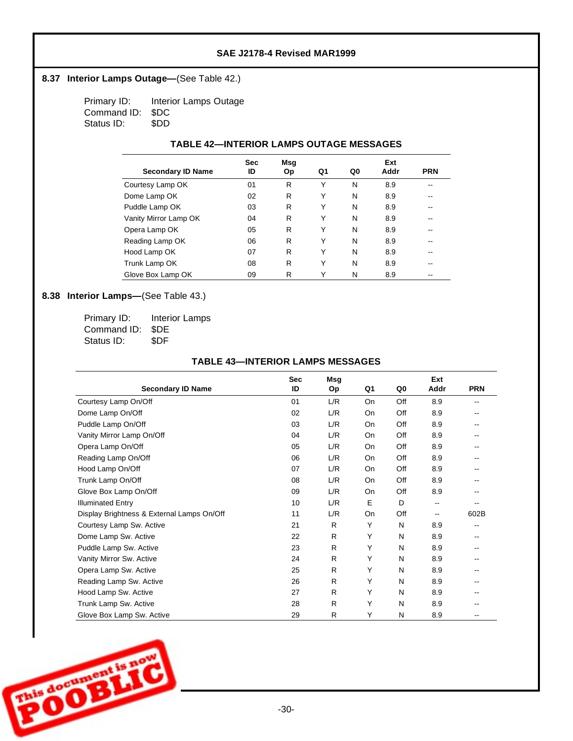## 8.37 Interior Lamps Outage—(See Table 42.)

Primary ID: Interior Lamps Outage
Command ID: $DC
Status ID: $DD

**TABLE 42—INTERIOR LAMPS OUTAGE MESSAGES**

| Secondary ID Name | Sec ID | Msg Op | Q1 | Q0 | Ext Addr | PRN |
|---|---|---|---|---|---|---|
| Courtesy Lamp OK | 01 | R | Y | N | 8.9 | -- |
| Dome Lamp OK | 02 | R | Y | N | 8.9 | -- |
| Puddle Lamp OK | 03 | R | Y | N | 8.9 | -- |
| Vanity Mirror Lamp OK | 04 | R | Y | N | 8.9 | -- |
| Opera Lamp OK | 05 | R | Y | N | 8.9 | -- |
| Reading Lamp OK | 06 | R | Y | N | 8.9 | -- |
| Hood Lamp OK | 07 | R | Y | N | 8.9 | -- |
| Trunk Lamp OK | 08 | R | Y | N | 8.9 | -- |
| Glove Box Lamp OK | 09 | R | Y | N | 8.9 | -- |

## 8.38 Interior Lamps—(See Table 43.)

Primary ID: Interior Lamps
Command ID: $DE
Status ID: $DF

**TABLE 43—INTERIOR LAMPS MESSAGES**

| Secondary ID Name | Sec ID | Msg Op | Q1 | Q0 | Ext Addr | PRN |
|---|---|---|---|---|---|---|
| Courtesy Lamp On/Off | 01 | L/R | On | Off | 8.9 | -- |
| Dome Lamp On/Off | 02 | L/R | On | Off | 8.9 | -- |
| Puddle Lamp On/Off | 03 | L/R | On | Off | 8.9 | -- |
| Vanity Mirror Lamp On/Off | 04 | L/R | On | Off | 8.9 | -- |
| Opera Lamp On/Off | 05 | L/R | On | Off | 8.9 | -- |
| Reading Lamp On/Off | 06 | L/R | On | Off | 8.9 | -- |
| Hood Lamp On/Off | 07 | L/R | On | Off | 8.9 | -- |
| Trunk Lamp On/Off | 08 | L/R | On | Off | 8.9 | -- |
| Glove Box Lamp On/Off | 09 | L/R | On | Off | 8.9 | -- |
| Illuminated Entry | 10 | L/R | E | D | -- | -- |
| Display Brightness & External Lamps On/Off | 11 | L/R | On | Off | -- | 602B |
| Courtesy Lamp Sw. Active | 21 | R | Y | N | 8.9 | -- |
| Dome Lamp Sw. Active | 22 | R | Y | N | 8.9 | -- |
| Puddle Lamp Sw. Active | 23 | R | Y | N | 8.9 | -- |
| Vanity Mirror Sw. Active | 24 | R | Y | N | 8.9 | -- |
| Opera Lamp Sw. Active | 25 | R | Y | N | 8.9 | -- |
| Reading Lamp Sw. Active | 26 | R | Y | N | 8.9 | -- |
| Hood Lamp Sw. Active | 27 | R | Y | N | 8.9 | -- |
| Trunk Lamp Sw. Active | 28 | R | Y | N | 8.9 | -- |
| Glove Box Lamp Sw. Active | 29 | R | Y | N | 8.9 | -- |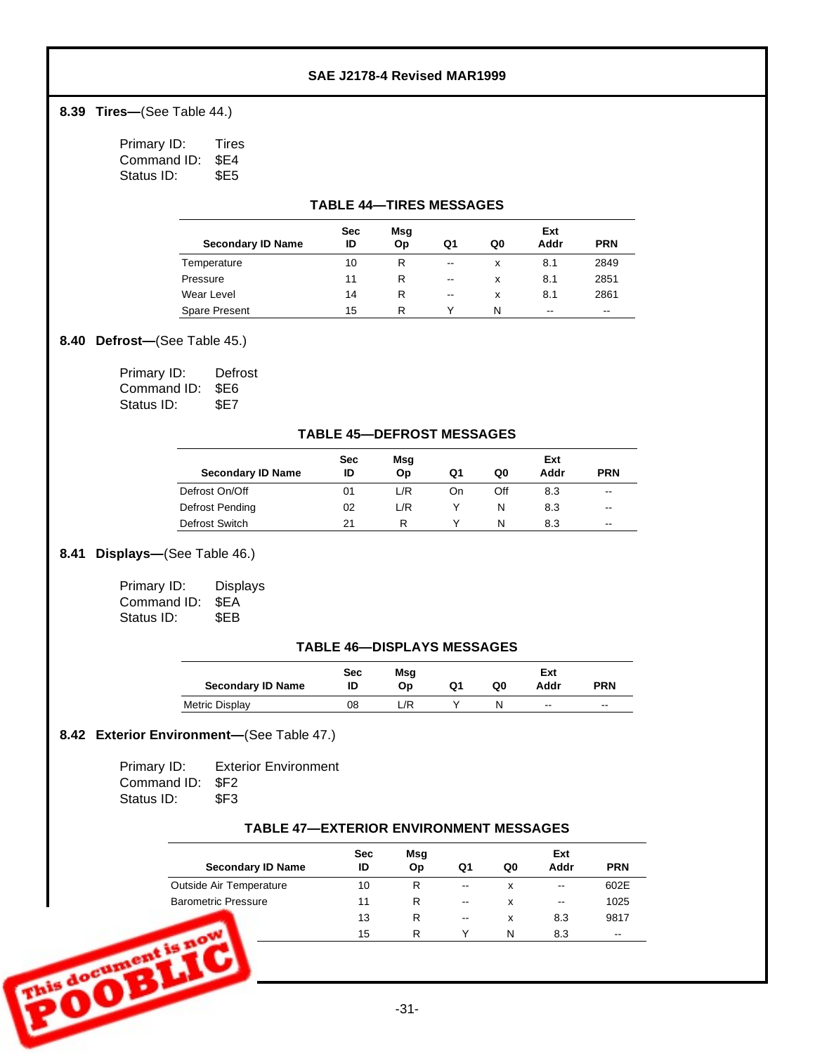## 8.39 Tires—(See Table 44.)

Primary ID: Tires
Command ID: $E4
Status ID: $E5

**TABLE 44—TIRES MESSAGES**

| Secondary ID Name | Sec ID | Msg Op | Q1 | Q0 | Ext Addr | PRN |
|---|---|---|---|---|---|---|
| Temperature | 10 | R | -- | x | 8.1 | 2849 |
| Pressure | 11 | R | -- | x | 8.1 | 2851 |
| Wear Level | 14 | R | -- | x | 8.1 | 2861 |
| Spare Present | 15 | R | Y | N | -- | -- |

## 8.40 Defrost—(See Table 45.)

Primary ID: Defrost
Command ID: $E6
Status ID: $E7

**TABLE 45—DEFROST MESSAGES**

| Secondary ID Name | Sec ID | Msg Op | Q1 | Q0 | Ext Addr | PRN |
|---|---|---|---|---|---|---|
| Defrost On/Off | 01 | L/R | On | Off | 8.3 | -- |
| Defrost Pending | 02 | L/R | Y | N | 8.3 | -- |
| Defrost Switch | 21 | R | Y | N | 8.3 | -- |

## 8.41 Displays—(See Table 46.)

Primary ID: Displays
Command ID: $EA
Status ID: $EB

**TABLE 46—DISPLAYS MESSAGES**

| Secondary ID Name | Sec ID | Msg Op | Q1 | Q0 | Ext Addr | PRN |
|---|---|---|---|---|---|---|
| Metric Display | 08 | L/R | Y | N | -- | -- |

## 8.42 Exterior Environment—(See Table 47.)

Primary ID: Exterior Environment
Command ID: $F2
Status ID: $F3

**TABLE 47—EXTERIOR ENVIRONMENT MESSAGES**

| Secondary ID Name | Sec ID | Msg Op | Q1 | Q0 | Ext Addr | PRN |
|---|---|---|---|---|---|---|
| Outside Air Temperature | 10 | R | -- | x | -- | 602E |
| Barometric Pressure | 11 | R | -- | x | -- | 1025 |
| | 13 | R | -- | x | 8.3 | 9817 |
| | 15 | R | Y | N | 8.3 | -- |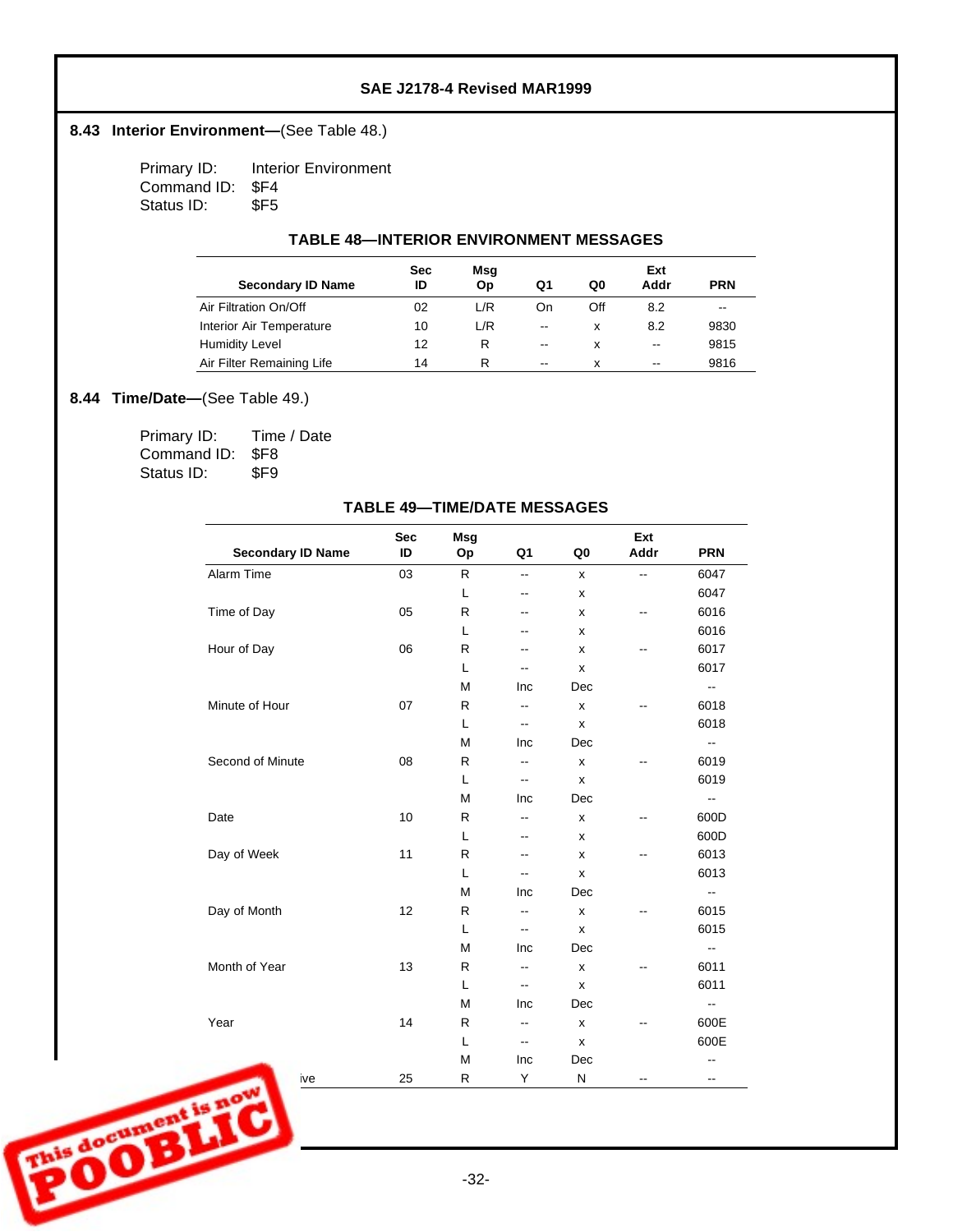## 8.43 Interior Environment—(See Table 48.)

Primary ID: Interior Environment
Command ID: $F4
Status ID: $F5

**TABLE 48—INTERIOR ENVIRONMENT MESSAGES**

| Secondary ID Name | Sec ID | Msg Op | Q1 | Q0 | Ext Addr | PRN |
|---|---|---|---|---|---|---|
| Air Filtration On/Off | 02 | L/R | On | Off | 8.2 | -- |
| Interior Air Temperature | 10 | L/R | -- | x | 8.2 | 9830 |
| Humidity Level | 12 | R | -- | x | -- | 9815 |
| Air Filter Remaining Life | 14 | R | -- | x | -- | 9816 |

## 8.44 Time/Date—(See Table 49.)

Primary ID: Time / Date
Command ID: $F8
Status ID: $F9

**TABLE 49—TIME/DATE MESSAGES**

| Secondary ID Name | Sec ID | Msg Op | Q1 | Q0 | Ext Addr | PRN |
|---|---|---|---|---|---|---|
| Alarm Time | 03 | R | -- | x | -- | 6047 |
| | | L | -- | x | | 6047 |
| Time of Day | 05 | R | -- | x | -- | 6016 |
| | | L | -- | x | | 6016 |
| Hour of Day | 06 | R | -- | x | -- | 6017 |
| | | L | -- | x | | 6017 |
| | | M | Inc | Dec | | -- |
| Minute of Hour | 07 | R | -- | x | -- | 6018 |
| | | L | -- | x | | 6018 |
| | | M | Inc | Dec | | -- |
| Second of Minute | 08 | R | -- | x | -- | 6019 |
| | | L | -- | x | | 6019 |
| | | M | Inc | Dec | | -- |
| Date | 10 | R | -- | x | -- | 600D |
| | | L | -- | x | | 600D |
| Day of Week | 11 | R | -- | x | -- | 6013 |
| | | L | -- | x | | 6013 |
| | | M | Inc | Dec | | -- |
| Day of Month | 12 | R | -- | x | -- | 6015 |
| | | L | -- | x | | 6015 |
| | | M | Inc | Dec | | -- |
| Month of Year | 13 | R | -- | x | -- | 6011 |
| | | L | -- | x | | 6011 |
| | | M | Inc | Dec | | -- |
| Year | 14 | R | -- | x | -- | 600E |
| | | L | -- | x | | 600E |
| | | M | Inc | Dec | | -- |
| ...ive | 25 | R | Y | N | -- | -- |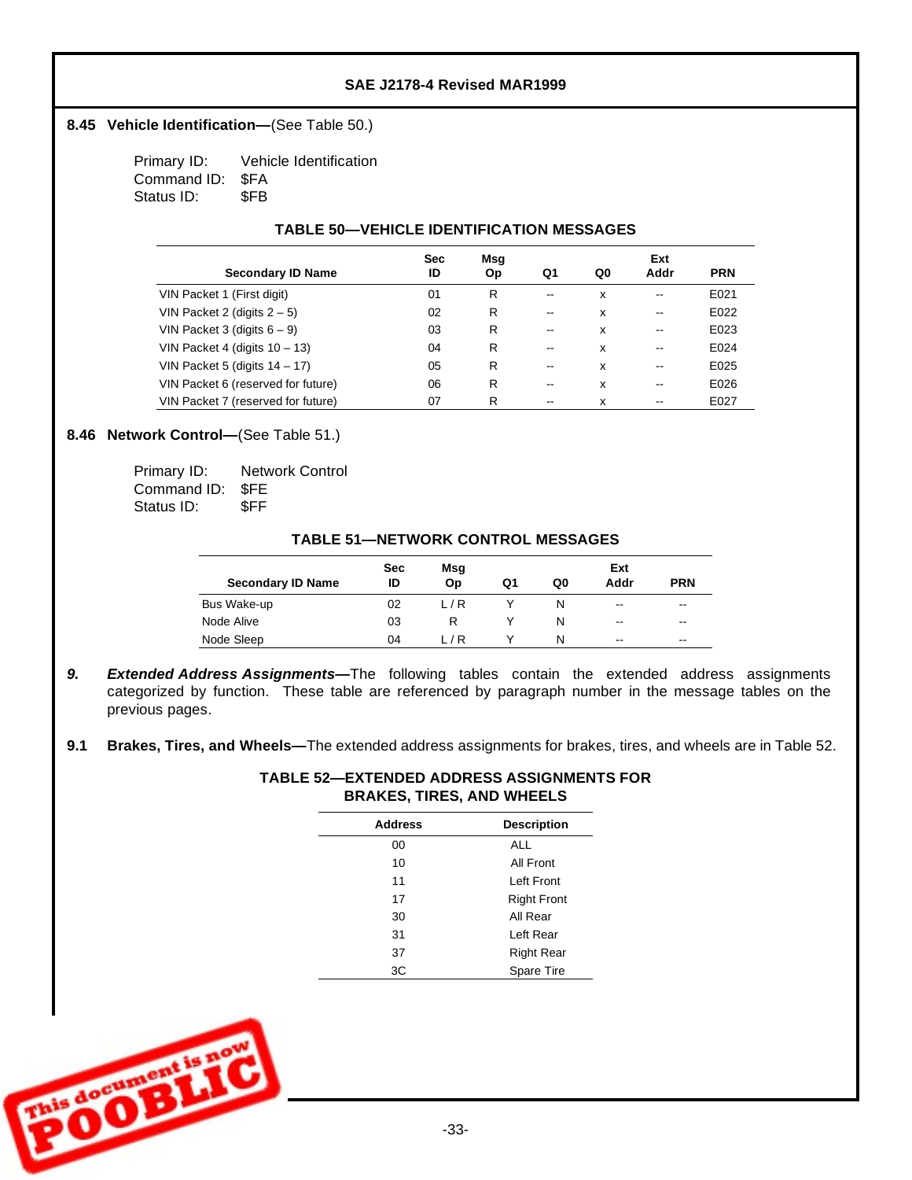### 8.45 Vehicle Identification—(See Table 50.)

Primary ID: Vehicle Identification
Command ID: $FA
Status ID: $FB

**TABLE 50—VEHICLE IDENTIFICATION MESSAGES**

| Secondary ID Name | Sec ID | Msg Op | Q1 | Q0 | Ext Addr | PRN |
|---|---|---|---|---|---|---|
| VIN Packet 1 (First digit) | 01 | R | -- | x | -- | E021 |
| VIN Packet 2 (digits 2 – 5) | 02 | R | -- | x | -- | E022 |
| VIN Packet 3 (digits 6 – 9) | 03 | R | -- | x | -- | E023 |
| VIN Packet 4 (digits 10 – 13) | 04 | R | -- | x | -- | E024 |
| VIN Packet 5 (digits 14 – 17) | 05 | R | -- | x | -- | E025 |
| VIN Packet 6 (reserved for future) | 06 | R | -- | x | -- | E026 |
| VIN Packet 7 (reserved for future) | 07 | R | -- | x | -- | E027 |

### 8.46 Network Control—(See Table 51.)

Primary ID: Network Control
Command ID: $FE
Status ID: $FF

**TABLE 51—NETWORK CONTROL MESSAGES**

| Secondary ID Name | Sec ID | Msg Op | Q1 | Q0 | Ext Addr | PRN |
|---|---|---|---|---|---|---|
| Bus Wake-up | 02 | L / R | Y | N | -- | -- |
| Node Alive | 03 | R | Y | N | -- | -- |
| Node Sleep | 04 | L / R | Y | N | -- | -- |

## 9. *Extended Address Assignments*—The following tables contain the extended address assignments categorized by function. These table are referenced by paragraph number in the message tables on the previous pages.

### 9.1 Brakes, Tires, and Wheels—The extended address assignments for brakes, tires, and wheels are in Table 52.

**TABLE 52—EXTENDED ADDRESS ASSIGNMENTS FOR BRAKES, TIRES, AND WHEELS**

| Address | Description |
|---|---|
| 00 | ALL |
| 10 | All Front |
| 11 | Left Front |
| 17 | Right Front |
| 30 | All Rear |
| 31 | Left Rear |
| 37 | Right Rear |
| 3C | Spare Tire |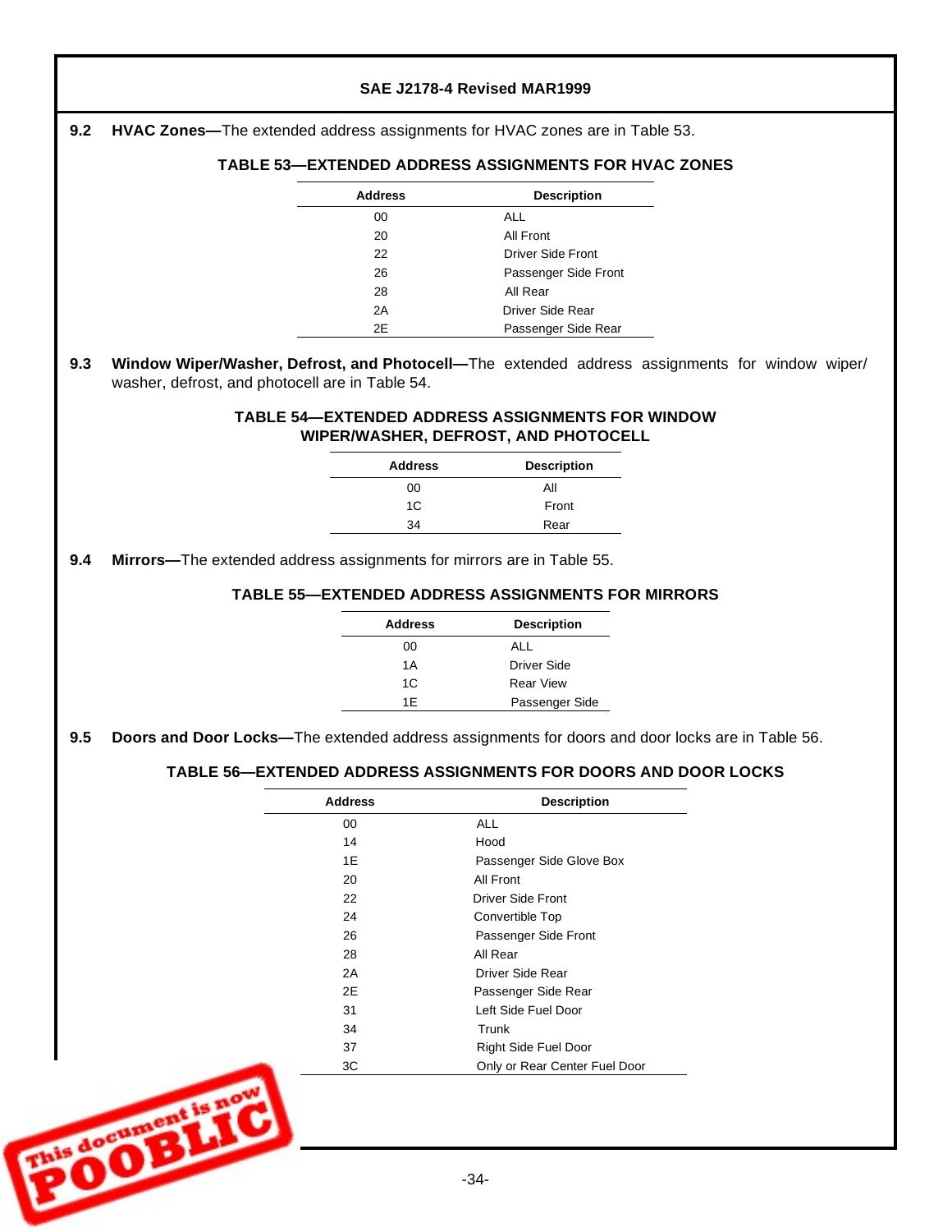**9.2 HVAC Zones—**The extended address assignments for HVAC zones are in Table 53.

**TABLE 53—EXTENDED ADDRESS ASSIGNMENTS FOR HVAC ZONES**

| Address | Description |
|---|---|
| 00 | ALL |
| 20 | All Front |
| 22 | Driver Side Front |
| 26 | Passenger Side Front |
| 28 | All Rear |
| 2A | Driver Side Rear |
| 2E | Passenger Side Rear |

**9.3 Window Wiper/Washer, Defrost, and Photocell—**The extended address assignments for window wiper/washer, defrost, and photocell are in Table 54.

**TABLE 54—EXTENDED ADDRESS ASSIGNMENTS FOR WINDOW WIPER/WASHER, DEFROST, AND PHOTOCELL**

| Address | Description |
|---|---|
| 00 | All |
| 1C | Front |
| 34 | Rear |

**9.4 Mirrors—**The extended address assignments for mirrors are in Table 55.

**TABLE 55—EXTENDED ADDRESS ASSIGNMENTS FOR MIRRORS**

| Address | Description |
|---|---|
| 00 | ALL |
| 1A | Driver Side |
| 1C | Rear View |
| 1E | Passenger Side |

**9.5 Doors and Door Locks—**The extended address assignments for doors and door locks are in Table 56.

**TABLE 56—EXTENDED ADDRESS ASSIGNMENTS FOR DOORS AND DOOR LOCKS**

| Address | Description |
|---|---|
| 00 | ALL |
| 14 | Hood |
| 1E | Passenger Side Glove Box |
| 20 | All Front |
| 22 | Driver Side Front |
| 24 | Convertible Top |
| 26 | Passenger Side Front |
| 28 | All Rear |
| 2A | Driver Side Rear |
| 2E | Passenger Side Rear |
| 31 | Left Side Fuel Door |
| 34 | Trunk |
| 37 | Right Side Fuel Door |
| 3C | Only or Rear Center Fuel Door |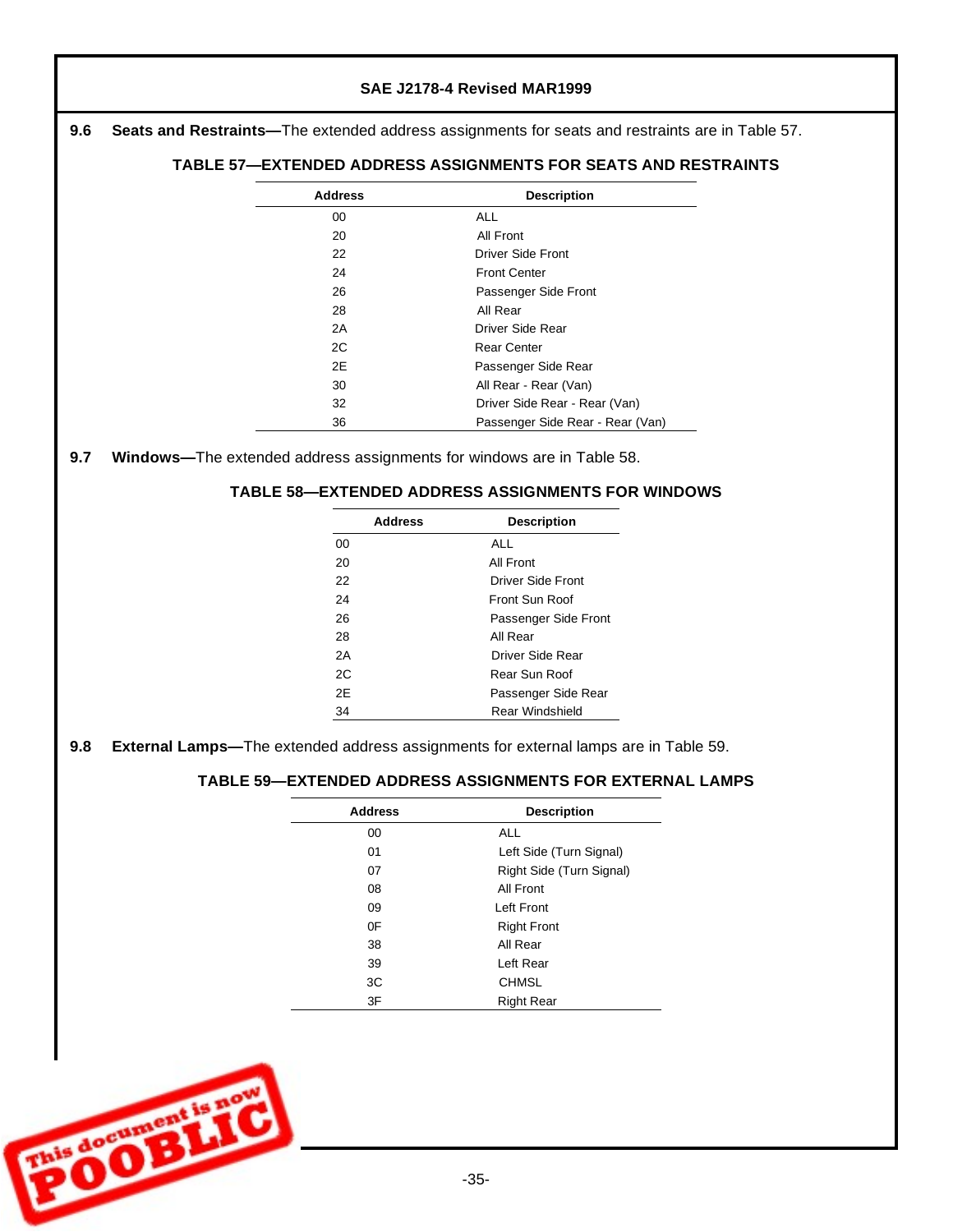**9.6 Seats and Restraints—**The extended address assignments for seats and restraints are in Table 57.

**TABLE 57—EXTENDED ADDRESS ASSIGNMENTS FOR SEATS AND RESTRAINTS**

| Address | Description |
|---|---|
| 00 | ALL |
| 20 | All Front |
| 22 | Driver Side Front |
| 24 | Front Center |
| 26 | Passenger Side Front |
| 28 | All Rear |
| 2A | Driver Side Rear |
| 2C | Rear Center |
| 2E | Passenger Side Rear |
| 30 | All Rear - Rear (Van) |
| 32 | Driver Side Rear - Rear (Van) |
| 36 | Passenger Side Rear - Rear (Van) |

**9.7 Windows—**The extended address assignments for windows are in Table 58.

**TABLE 58—EXTENDED ADDRESS ASSIGNMENTS FOR WINDOWS**

| Address | Description |
|---|---|
| 00 | ALL |
| 20 | All Front |
| 22 | Driver Side Front |
| 24 | Front Sun Roof |
| 26 | Passenger Side Front |
| 28 | All Rear |
| 2A | Driver Side Rear |
| 2C | Rear Sun Roof |
| 2E | Passenger Side Rear |
| 34 | Rear Windshield |

**9.8 External Lamps—**The extended address assignments for external lamps are in Table 59.

**TABLE 59—EXTENDED ADDRESS ASSIGNMENTS FOR EXTERNAL LAMPS**

| Address | Description |
|---|---|
| 00 | ALL |
| 01 | Left Side (Turn Signal) |
| 07 | Right Side (Turn Signal) |
| 08 | All Front |
| 09 | Left Front |
| 0F | Right Front |
| 38 | All Rear |
| 39 | Left Rear |
| 3C | CHMSL |
| 3F | Right Rear |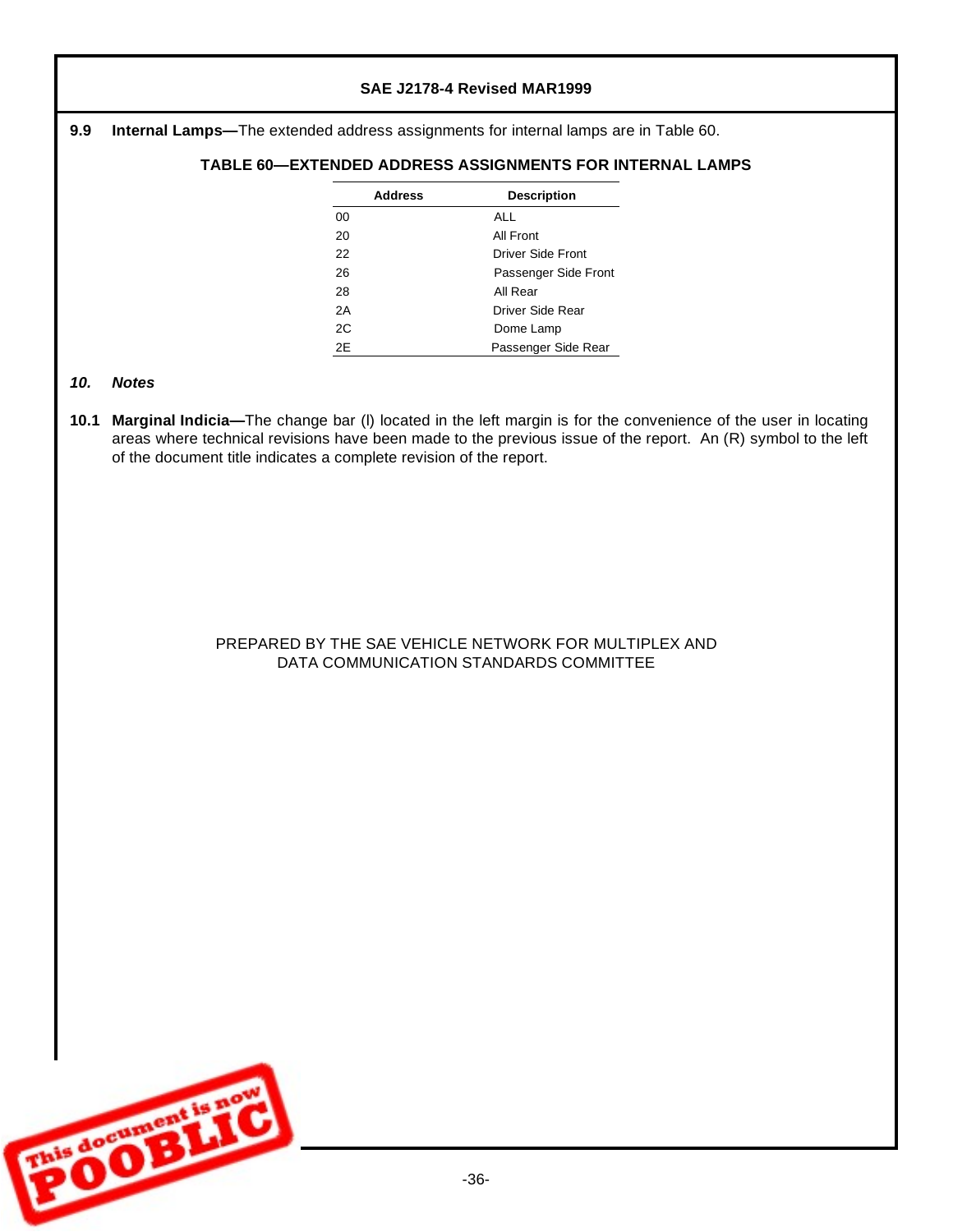**9.9 Internal Lamps**—The extended address assignments for internal lamps are in Table 60.

**TABLE 60—EXTENDED ADDRESS ASSIGNMENTS FOR INTERNAL LAMPS**

| Address | Description |
|---|---|
| 00 | ALL |
| 20 | All Front |
| 22 | Driver Side Front |
| 26 | Passenger Side Front |
| 28 | All Rear |
| 2A | Driver Side Rear |
| 2C | Dome Lamp |
| 2E | Passenger Side Rear |

## *10. Notes*

**10.1 Marginal Indicia**—The change bar (l) located in the left margin is for the convenience of the user in locating areas where technical revisions have been made to the previous issue of the report. An (R) symbol to the left of the document title indicates a complete revision of the report.

PREPARED BY THE SAE VEHICLE NETWORK FOR MULTIPLEX AND DATA COMMUNICATION STANDARDS COMMITTEE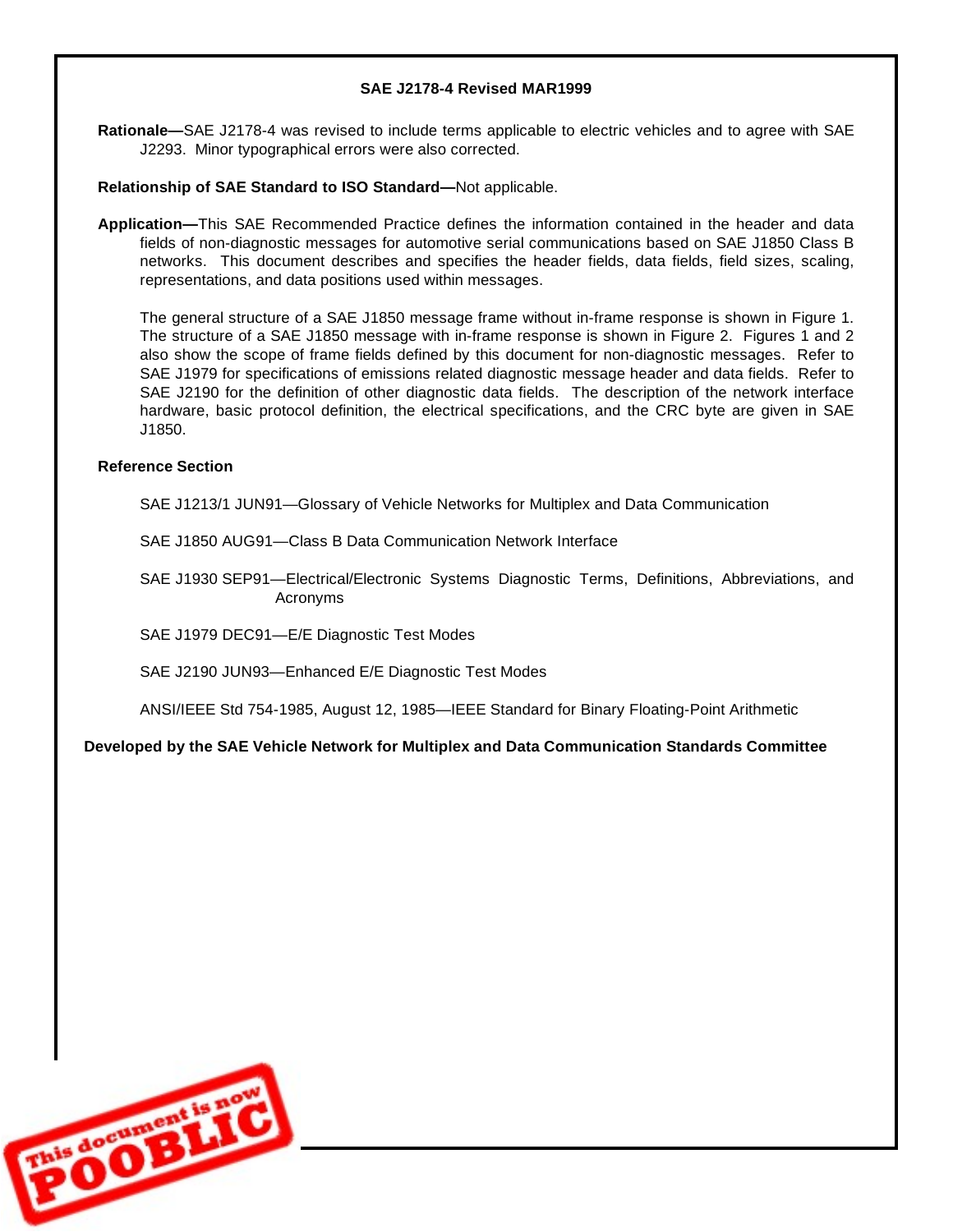**SAE J2178-4 Revised MAR1999**

**Rationale—**SAE J2178-4 was revised to include terms applicable to electric vehicles and to agree with SAE J2293. Minor typographical errors were also corrected.

**Relationship of SAE Standard to ISO Standard—**Not applicable.

**Application—**This SAE Recommended Practice defines the information contained in the header and data fields of non-diagnostic messages for automotive serial communications based on SAE J1850 Class B networks. This document describes and specifies the header fields, data fields, field sizes, scaling, representations, and data positions used within messages.

The general structure of a SAE J1850 message frame without in-frame response is shown in Figure 1. The structure of a SAE J1850 message with in-frame response is shown in Figure 2. Figures 1 and 2 also show the scope of frame fields defined by this document for non-diagnostic messages. Refer to SAE J1979 for specifications of emissions related diagnostic message header and data fields. Refer to SAE J2190 for the definition of other diagnostic data fields. The description of the network interface hardware, basic protocol definition, the electrical specifications, and the CRC byte are given in SAE J1850.

**Reference Section**

SAE J1213/1 JUN91—Glossary of Vehicle Networks for Multiplex and Data Communication

SAE J1850 AUG91—Class B Data Communication Network Interface

SAE J1930 SEP91—Electrical/Electronic Systems Diagnostic Terms, Definitions, Abbreviations, and Acronyms

SAE J1979 DEC91—E/E Diagnostic Test Modes

SAE J2190 JUN93—Enhanced E/E Diagnostic Test Modes

ANSI/IEEE Std 754-1985, August 12, 1985—IEEE Standard for Binary Floating-Point Arithmetic

**Developed by the SAE Vehicle Network for Multiplex and Data Communication Standards Committee**